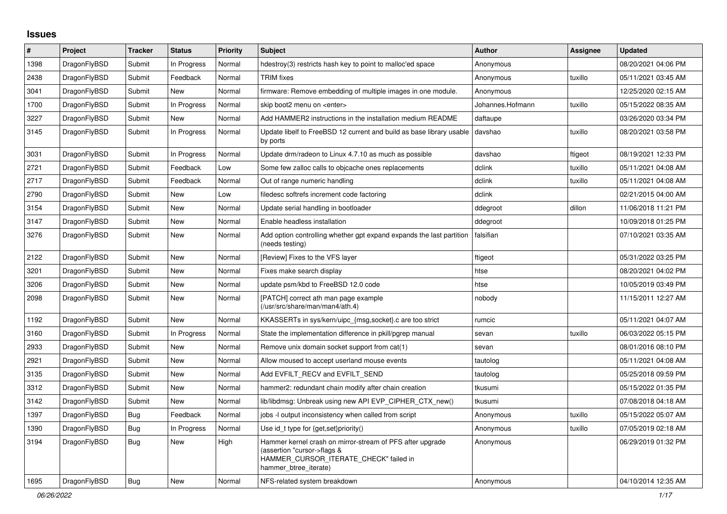# Issues

| # | Project | Tracker | Status | Priority | Subject | Author | Assignee | Updated |
|---|---|---|---|---|---|---|---|---|
| 1398 | DragonFlyBSD | Submit | In Progress | Normal | hdestroy(3) restricts hash key to point to malloc'ed space | Anonymous | | 08/20/2021 04:06 PM |
| 2438 | DragonFlyBSD | Submit | Feedback | Normal | TRIM fixes | Anonymous | tuxillo | 05/11/2021 03:45 AM |
| 3041 | DragonFlyBSD | Submit | New | Normal | firmware: Remove embedding of multiple images in one module. | Anonymous | | 12/25/2020 02:15 AM |
| 1700 | DragonFlyBSD | Submit | In Progress | Normal | skip boot2 menu on <enter> | Johannes.Hofmann | tuxillo | 05/15/2022 08:35 AM |
| 3227 | DragonFlyBSD | Submit | New | Normal | Add HAMMER2 instructions in the installation medium README | daftaupe | | 03/26/2020 03:34 PM |
| 3145 | DragonFlyBSD | Submit | In Progress | Normal | Update libelf to FreeBSD 12 current and build as base library usable by ports | davshao | tuxillo | 08/20/2021 03:58 PM |
| 3031 | DragonFlyBSD | Submit | In Progress | Normal | Update drm/radeon to Linux 4.7.10 as much as possible | davshao | ftigeot | 08/19/2021 12:33 PM |
| 2721 | DragonFlyBSD | Submit | Feedback | Low | Some few zalloc calls to objcache ones replacements | dclink | tuxillo | 05/11/2021 04:08 AM |
| 2717 | DragonFlyBSD | Submit | Feedback | Normal | Out of range numeric handling | dclink | tuxillo | 05/11/2021 04:08 AM |
| 2790 | DragonFlyBSD | Submit | New | Low | filedesc softrefs increment code factoring | dclink | | 02/21/2015 04:00 AM |
| 3154 | DragonFlyBSD | Submit | New | Normal | Update serial handling in bootloader | ddegroot | dillon | 11/06/2018 11:21 PM |
| 3147 | DragonFlyBSD | Submit | New | Normal | Enable headless installation | ddegroot | | 10/09/2018 01:25 PM |
| 3276 | DragonFlyBSD | Submit | New | Normal | Add option controlling whether gpt expand expands the last partition (needs testing) | falsifian | | 07/10/2021 03:35 AM |
| 2122 | DragonFlyBSD | Submit | New | Normal | [Review] Fixes to the VFS layer | ftigeot | | 05/31/2022 03:25 PM |
| 3201 | DragonFlyBSD | Submit | New | Normal | Fixes make search display | htse | | 08/20/2021 04:02 PM |
| 3206 | DragonFlyBSD | Submit | New | Normal | update psm/kbd to FreeBSD 12.0 code | htse | | 10/05/2019 03:49 PM |
| 2098 | DragonFlyBSD | Submit | New | Normal | [PATCH] correct ath man page example (/usr/src/share/man/man4/ath.4) | nobody | | 11/15/2011 12:27 AM |
| 1192 | DragonFlyBSD | Submit | New | Normal | KKASSERTs in sys/kern/uipc_{msg,socket}.c are too strict | rumcic | | 05/11/2021 04:07 AM |
| 3160 | DragonFlyBSD | Submit | In Progress | Normal | State the implementation difference in pkill/pgrep manual | sevan | tuxillo | 06/03/2022 05:15 PM |
| 2933 | DragonFlyBSD | Submit | New | Normal | Remove unix domain socket support from cat(1) | sevan | | 08/01/2016 08:10 PM |
| 2921 | DragonFlyBSD | Submit | New | Normal | Allow moused to accept userland mouse events | tautolog | | 05/11/2021 04:08 AM |
| 3135 | DragonFlyBSD | Submit | New | Normal | Add EVFILT_RECV and EVFILT_SEND | tautolog | | 05/25/2018 09:59 PM |
| 3312 | DragonFlyBSD | Submit | New | Normal | hammer2: redundant chain modify after chain creation | tkusumi | | 05/15/2022 01:35 PM |
| 3142 | DragonFlyBSD | Submit | New | Normal | lib/libdmsg: Unbreak using new API EVP_CIPHER_CTX_new() | tkusumi | | 07/08/2018 04:18 AM |
| 1397 | DragonFlyBSD | Bug | Feedback | Normal | jobs -l output inconsistency when called from script | Anonymous | tuxillo | 05/15/2022 05:07 AM |
| 1390 | DragonFlyBSD | Bug | In Progress | Normal | Use id_t type for {get,set}priority() | Anonymous | tuxillo | 07/05/2019 02:18 AM |
| 3194 | DragonFlyBSD | Bug | New | High | Hammer kernel crash on mirror-stream of PFS after upgrade (assertion "cursor->flags & HAMMER_CURSOR_ITERATE_CHECK" failed in hammer_btree_iterate) | Anonymous | | 06/29/2019 01:32 PM |
| 1695 | DragonFlyBSD | Bug | New | Normal | NFS-related system breakdown | Anonymous | | 04/10/2014 12:35 AM |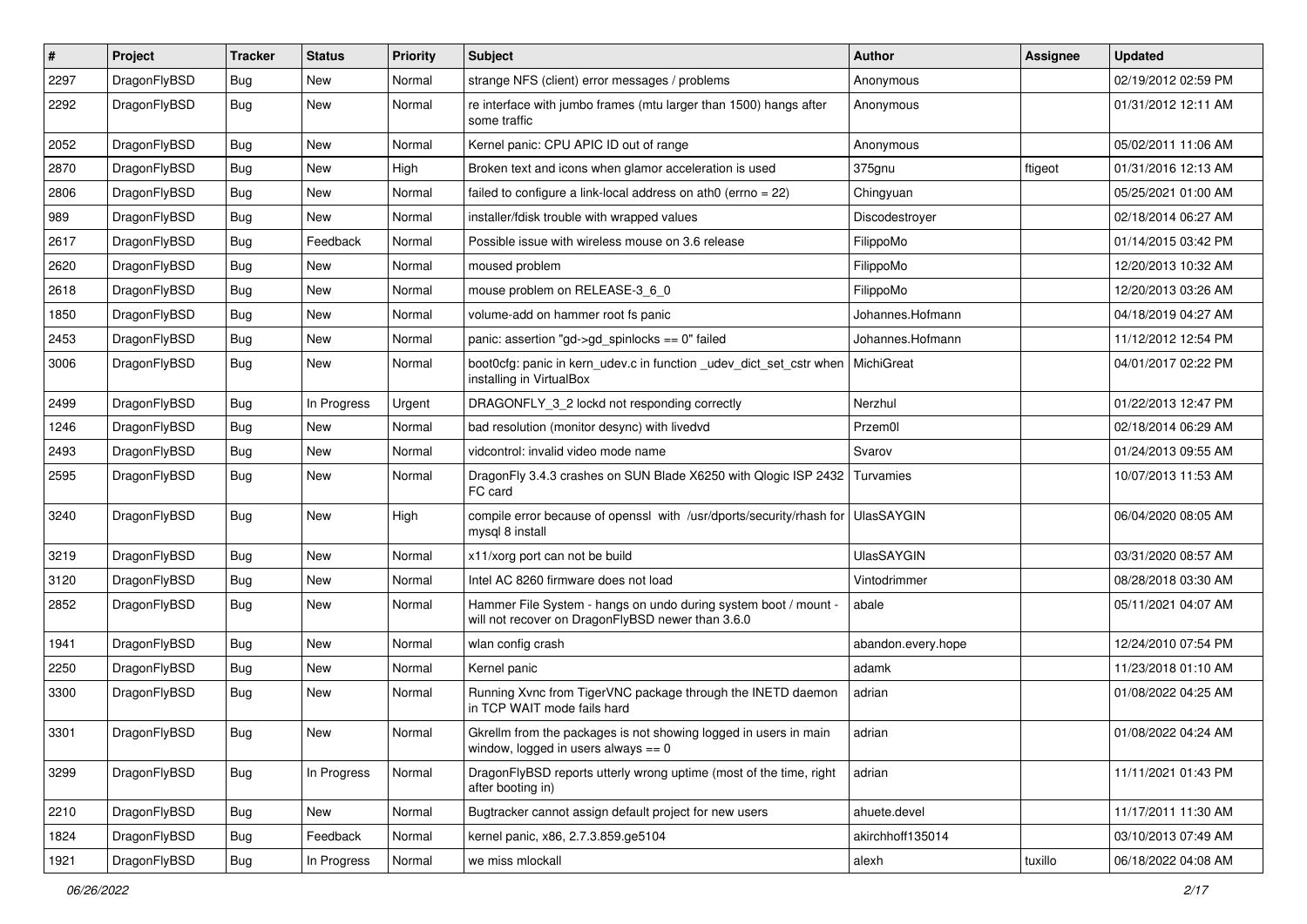| # | Project | Tracker | Status | Priority | Subject | Author | Assignee | Updated |
|---|---|---|---|---|---|---|---|---|
| 2297 | DragonFlyBSD | Bug | New | Normal | strange NFS (client) error messages / problems | Anonymous | | 02/19/2012 02:59 PM |
| 2292 | DragonFlyBSD | Bug | New | Normal | re interface with jumbo frames (mtu larger than 1500) hangs after some traffic | Anonymous | | 01/31/2012 12:11 AM |
| 2052 | DragonFlyBSD | Bug | New | Normal | Kernel panic: CPU APIC ID out of range | Anonymous | | 05/02/2011 11:06 AM |
| 2870 | DragonFlyBSD | Bug | New | High | Broken text and icons when glamor acceleration is used | 375gnu | ftigeot | 01/31/2016 12:13 AM |
| 2806 | DragonFlyBSD | Bug | New | Normal | failed to configure a link-local address on ath0 (errno = 22) | Chingyuan | | 05/25/2021 01:00 AM |
| 989 | DragonFlyBSD | Bug | New | Normal | installer/fdisk trouble with wrapped values | Discodestroyer | | 02/18/2014 06:27 AM |
| 2617 | DragonFlyBSD | Bug | Feedback | Normal | Possible issue with wireless mouse on 3.6 release | FilippoMo | | 01/14/2015 03:42 PM |
| 2620 | DragonFlyBSD | Bug | New | Normal | moused problem | FilippoMo | | 12/20/2013 10:32 AM |
| 2618 | DragonFlyBSD | Bug | New | Normal | mouse problem on RELEASE-3_6_0 | FilippoMo | | 12/20/2013 03:26 AM |
| 1850 | DragonFlyBSD | Bug | New | Normal | volume-add on hammer root fs panic | Johannes.Hofmann | | 04/18/2019 04:27 AM |
| 2453 | DragonFlyBSD | Bug | New | Normal | panic: assertion "gd->gd_spinlocks == 0" failed | Johannes.Hofmann | | 11/12/2012 12:54 PM |
| 3006 | DragonFlyBSD | Bug | New | Normal | boot0cfg: panic in kern_udev.c in function _udev_dict_set_cstr when installing in VirtualBox | MichiGreat | | 04/01/2017 02:22 PM |
| 2499 | DragonFlyBSD | Bug | In Progress | Urgent | DRAGONFLY_3_2 lockd not responding correctly | Nerzhul | | 01/22/2013 12:47 PM |
| 1246 | DragonFlyBSD | Bug | New | Normal | bad resolution (monitor desync) with livedvd | Przem0l | | 02/18/2014 06:29 AM |
| 2493 | DragonFlyBSD | Bug | New | Normal | vidcontrol: invalid video mode name | Svarov | | 01/24/2013 09:55 AM |
| 2595 | DragonFlyBSD | Bug | New | Normal | DragonFly 3.4.3 crashes on SUN Blade X6250 with Qlogic ISP 2432 FC card | Turvamies | | 10/07/2013 11:53 AM |
| 3240 | DragonFlyBSD | Bug | New | High | compile error because of openssl with /usr/dports/security/rhash for mysql 8 install | UlasSAYGIN | | 06/04/2020 08:05 AM |
| 3219 | DragonFlyBSD | Bug | New | Normal | x11/xorg port can not be build | UlasSAYGIN | | 03/31/2020 08:57 AM |
| 3120 | DragonFlyBSD | Bug | New | Normal | Intel AC 8260 firmware does not load | Vintodrimmer | | 08/28/2018 03:30 AM |
| 2852 | DragonFlyBSD | Bug | New | Normal | Hammer File System - hangs on undo during system boot / mount - will not recover on DragonFlyBSD newer than 3.6.0 | abale | | 05/11/2021 04:07 AM |
| 1941 | DragonFlyBSD | Bug | New | Normal | wlan config crash | abandon.every.hope | | 12/24/2010 07:54 PM |
| 2250 | DragonFlyBSD | Bug | New | Normal | Kernel panic | adamk | | 11/23/2018 01:10 AM |
| 3300 | DragonFlyBSD | Bug | New | Normal | Running Xvnc from TigerVNC package through the INETD daemon in TCP WAIT mode fails hard | adrian | | 01/08/2022 04:25 AM |
| 3301 | DragonFlyBSD | Bug | New | Normal | Gkrellm from the packages is not showing logged in users in main window, logged in users always == 0 | adrian | | 01/08/2022 04:24 AM |
| 3299 | DragonFlyBSD | Bug | In Progress | Normal | DragonFlyBSD reports utterly wrong uptime (most of the time, right after booting in) | adrian | | 11/11/2021 01:43 PM |
| 2210 | DragonFlyBSD | Bug | New | Normal | Bugtracker cannot assign default project for new users | ahuete.devel | | 11/17/2011 11:30 AM |
| 1824 | DragonFlyBSD | Bug | Feedback | Normal | kernel panic, x86, 2.7.3.859.ge5104 | akirchhoff135014 | | 03/10/2013 07:49 AM |
| 1921 | DragonFlyBSD | Bug | In Progress | Normal | we miss mlockall | alexh | tuxillo | 06/18/2022 04:08 AM |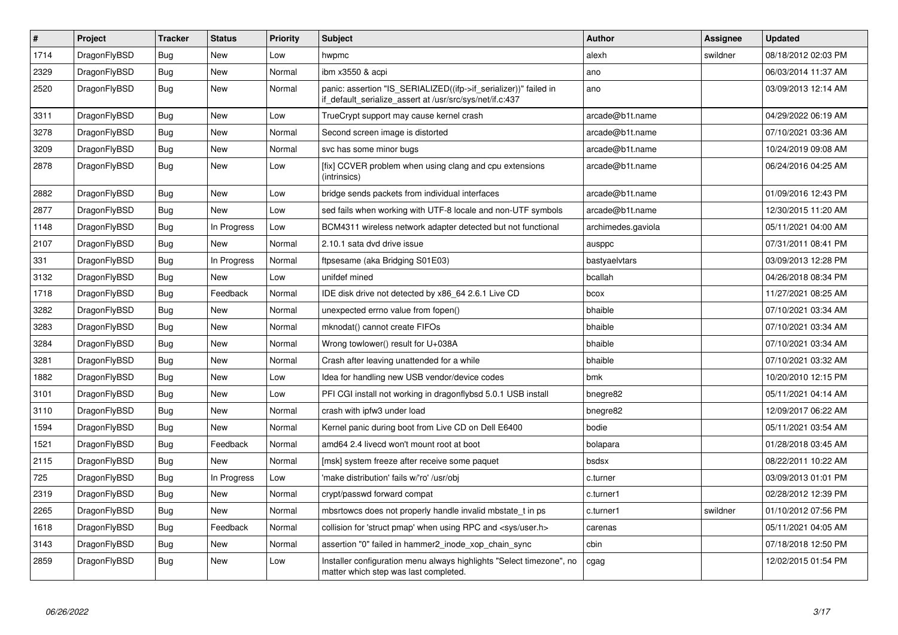| # | Project | Tracker | Status | Priority | Subject | Author | Assignee | Updated |
|---|---|---|---|---|---|---|---|---|
| 1714 | DragonFlyBSD | Bug | New | Low | hwpmc | alexh | swildner | 08/18/2012 02:03 PM |
| 2329 | DragonFlyBSD | Bug | New | Normal | ibm x3550 & acpi | ano | | 06/03/2014 11:37 AM |
| 2520 | DragonFlyBSD | Bug | New | Normal | panic: assertion "IS_SERIALIZED((ifp->if_serializer))" failed in if_default_serialize_assert at /usr/src/sys/net/if.c:437 | ano | | 03/09/2013 12:14 AM |
| 3311 | DragonFlyBSD | Bug | New | Low | TrueCrypt support may cause kernel crash | arcade@b1t.name | | 04/29/2022 06:19 AM |
| 3278 | DragonFlyBSD | Bug | New | Normal | Second screen image is distorted | arcade@b1t.name | | 07/10/2021 03:36 AM |
| 3209 | DragonFlyBSD | Bug | New | Normal | svc has some minor bugs | arcade@b1t.name | | 10/24/2019 09:08 AM |
| 2878 | DragonFlyBSD | Bug | New | Low | [fix] CCVER problem when using clang and cpu extensions (intrinsics) | arcade@b1t.name | | 06/24/2016 04:25 AM |
| 2882 | DragonFlyBSD | Bug | New | Low | bridge sends packets from individual interfaces | arcade@b1t.name | | 01/09/2016 12:43 PM |
| 2877 | DragonFlyBSD | Bug | New | Low | sed fails when working with UTF-8 locale and non-UTF symbols | arcade@b1t.name | | 12/30/2015 11:20 AM |
| 1148 | DragonFlyBSD | Bug | In Progress | Low | BCM4311 wireless network adapter detected but not functional | archimedes.gaviola | | 05/11/2021 04:00 AM |
| 2107 | DragonFlyBSD | Bug | New | Normal | 2.10.1 sata dvd drive issue | ausppc | | 07/31/2011 08:41 PM |
| 331 | DragonFlyBSD | Bug | In Progress | Normal | ftpsesame (aka Bridging S01E03) | bastyaelvtars | | 03/09/2013 12:28 PM |
| 3132 | DragonFlyBSD | Bug | New | Low | unifdef mined | bcallah | | 04/26/2018 08:34 PM |
| 1718 | DragonFlyBSD | Bug | Feedback | Normal | IDE disk drive not detected by x86_64 2.6.1 Live CD | bcox | | 11/27/2021 08:25 AM |
| 3282 | DragonFlyBSD | Bug | New | Normal | unexpected errno value from fopen() | bhaible | | 07/10/2021 03:34 AM |
| 3283 | DragonFlyBSD | Bug | New | Normal | mknodat() cannot create FIFOs | bhaible | | 07/10/2021 03:34 AM |
| 3284 | DragonFlyBSD | Bug | New | Normal | Wrong towlower() result for U+038A | bhaible | | 07/10/2021 03:34 AM |
| 3281 | DragonFlyBSD | Bug | New | Normal | Crash after leaving unattended for a while | bhaible | | 07/10/2021 03:32 AM |
| 1882 | DragonFlyBSD | Bug | New | Low | Idea for handling new USB vendor/device codes | bmk | | 10/20/2010 12:15 PM |
| 3101 | DragonFlyBSD | Bug | New | Low | PFI CGI install not working in dragonflybsd 5.0.1 USB install | bnegre82 | | 05/11/2021 04:14 AM |
| 3110 | DragonFlyBSD | Bug | New | Normal | crash with ipfw3 under load | bnegre82 | | 12/09/2017 06:22 AM |
| 1594 | DragonFlyBSD | Bug | New | Normal | Kernel panic during boot from Live CD on Dell E6400 | bodie | | 05/11/2021 03:54 AM |
| 1521 | DragonFlyBSD | Bug | Feedback | Normal | amd64 2.4 livecd won't mount root at boot | bolapara | | 01/28/2018 03:45 AM |
| 2115 | DragonFlyBSD | Bug | New | Normal | [msk] system freeze after receive some paquet | bsdsx | | 08/22/2011 10:22 AM |
| 725 | DragonFlyBSD | Bug | In Progress | Low | 'make distribution' fails w/'ro' /usr/obj | c.turner | | 03/09/2013 01:01 PM |
| 2319 | DragonFlyBSD | Bug | New | Normal | crypt/passwd forward compat | c.turner1 | | 02/28/2012 12:39 PM |
| 2265 | DragonFlyBSD | Bug | New | Normal | mbsrtowcs does not properly handle invalid mbstate_t in ps | c.turner1 | swildner | 01/10/2012 07:56 PM |
| 1618 | DragonFlyBSD | Bug | Feedback | Normal | collision for 'struct pmap' when using RPC and <sys/user.h> | carenas | | 05/11/2021 04:05 AM |
| 3143 | DragonFlyBSD | Bug | New | Normal | assertion "0" failed in hammer2_inode_xop_chain_sync | cbin | | 07/18/2018 12:50 PM |
| 2859 | DragonFlyBSD | Bug | New | Low | Installer configuration menu always highlights "Select timezone", no matter which step was last completed. | cgag | | 12/02/2015 01:54 PM |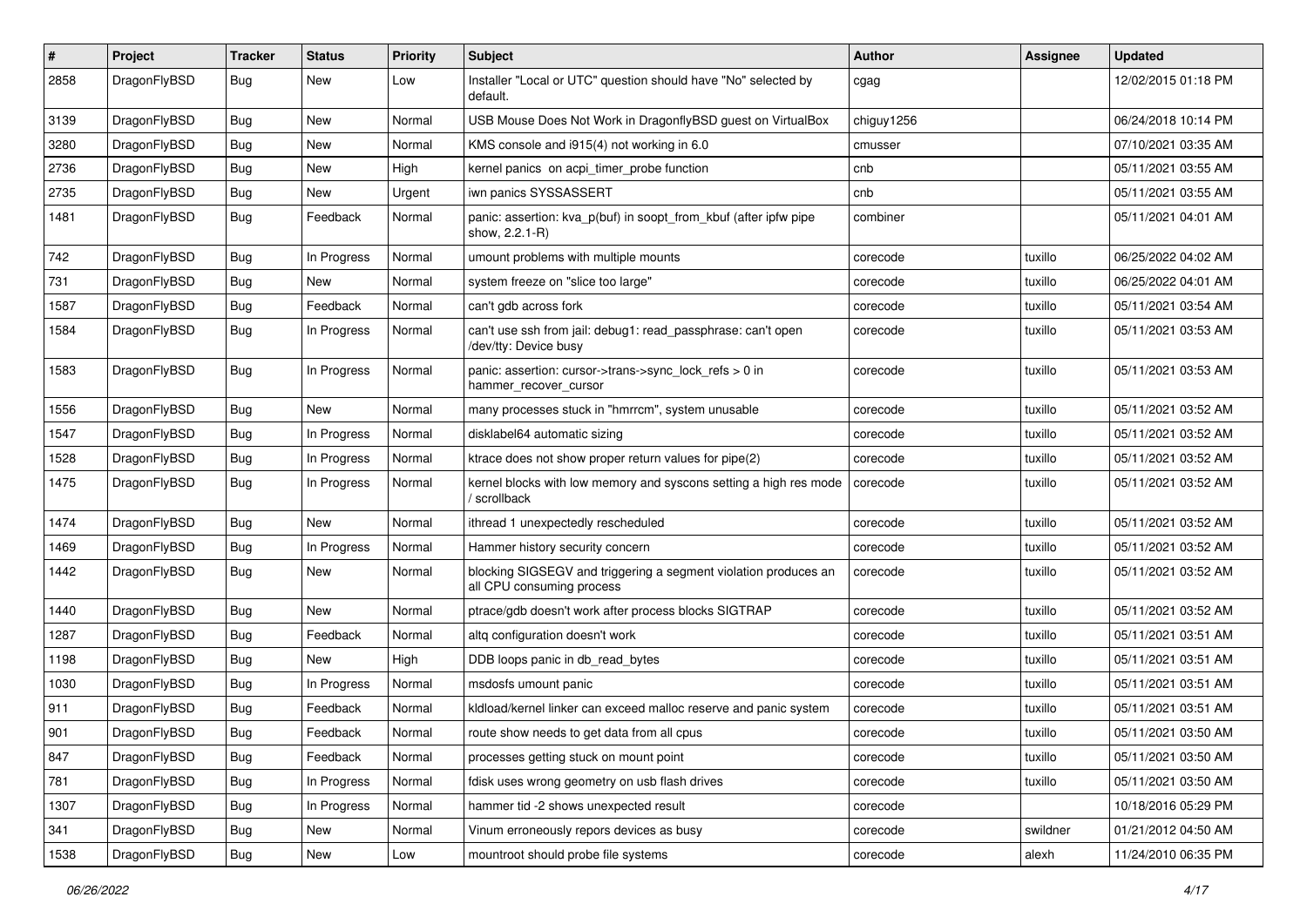| # | Project | Tracker | Status | Priority | Subject | Author | Assignee | Updated |
|---|---|---|---|---|---|---|---|---|
| 2858 | DragonFlyBSD | Bug | New | Low | Installer "Local or UTC" question should have "No" selected by default. | cgag | | 12/02/2015 01:18 PM |
| 3139 | DragonFlyBSD | Bug | New | Normal | USB Mouse Does Not Work in DragonflyBSD guest on VirtualBox | chiguy1256 | | 06/24/2018 10:14 PM |
| 3280 | DragonFlyBSD | Bug | New | Normal | KMS console and i915(4) not working in 6.0 | cmusser | | 07/10/2021 03:35 AM |
| 2736 | DragonFlyBSD | Bug | New | High | kernel panics on acpi_timer_probe function | cnb | | 05/11/2021 03:55 AM |
| 2735 | DragonFlyBSD | Bug | New | Urgent | iwn panics SYSSASSERT | cnb | | 05/11/2021 03:55 AM |
| 1481 | DragonFlyBSD | Bug | Feedback | Normal | panic: assertion: kva_p(buf) in soopt_from_kbuf (after ipfw pipe show, 2.2.1-R) | combiner | | 05/11/2021 04:01 AM |
| 742 | DragonFlyBSD | Bug | In Progress | Normal | umount problems with multiple mounts | corecode | tuxillo | 06/25/2022 04:02 AM |
| 731 | DragonFlyBSD | Bug | New | Normal | system freeze on "slice too large" | corecode | tuxillo | 06/25/2022 04:01 AM |
| 1587 | DragonFlyBSD | Bug | Feedback | Normal | can't gdb across fork | corecode | tuxillo | 05/11/2021 03:54 AM |
| 1584 | DragonFlyBSD | Bug | In Progress | Normal | can't use ssh from jail: debug1: read_passphrase: can't open /dev/tty: Device busy | corecode | tuxillo | 05/11/2021 03:53 AM |
| 1583 | DragonFlyBSD | Bug | In Progress | Normal | panic: assertion: cursor->trans->sync_lock_refs > 0 in hammer_recover_cursor | corecode | tuxillo | 05/11/2021 03:53 AM |
| 1556 | DragonFlyBSD | Bug | New | Normal | many processes stuck in "hmrrcm", system unusable | corecode | tuxillo | 05/11/2021 03:52 AM |
| 1547 | DragonFlyBSD | Bug | In Progress | Normal | disklabel64 automatic sizing | corecode | tuxillo | 05/11/2021 03:52 AM |
| 1528 | DragonFlyBSD | Bug | In Progress | Normal | ktrace does not show proper return values for pipe(2) | corecode | tuxillo | 05/11/2021 03:52 AM |
| 1475 | DragonFlyBSD | Bug | In Progress | Normal | kernel blocks with low memory and syscons setting a high res mode / scrollback | corecode | tuxillo | 05/11/2021 03:52 AM |
| 1474 | DragonFlyBSD | Bug | New | Normal | ithread 1 unexpectedly rescheduled | corecode | tuxillo | 05/11/2021 03:52 AM |
| 1469 | DragonFlyBSD | Bug | In Progress | Normal | Hammer history security concern | corecode | tuxillo | 05/11/2021 03:52 AM |
| 1442 | DragonFlyBSD | Bug | New | Normal | blocking SIGSEGV and triggering a segment violation produces an all CPU consuming process | corecode | tuxillo | 05/11/2021 03:52 AM |
| 1440 | DragonFlyBSD | Bug | New | Normal | ptrace/gdb doesn't work after process blocks SIGTRAP | corecode | tuxillo | 05/11/2021 03:52 AM |
| 1287 | DragonFlyBSD | Bug | Feedback | Normal | altq configuration doesn't work | corecode | tuxillo | 05/11/2021 03:51 AM |
| 1198 | DragonFlyBSD | Bug | New | High | DDB loops panic in db_read_bytes | corecode | tuxillo | 05/11/2021 03:51 AM |
| 1030 | DragonFlyBSD | Bug | In Progress | Normal | msdosfs umount panic | corecode | tuxillo | 05/11/2021 03:51 AM |
| 911 | DragonFlyBSD | Bug | Feedback | Normal | kldload/kernel linker can exceed malloc reserve and panic system | corecode | tuxillo | 05/11/2021 03:51 AM |
| 901 | DragonFlyBSD | Bug | Feedback | Normal | route show needs to get data from all cpus | corecode | tuxillo | 05/11/2021 03:50 AM |
| 847 | DragonFlyBSD | Bug | Feedback | Normal | processes getting stuck on mount point | corecode | tuxillo | 05/11/2021 03:50 AM |
| 781 | DragonFlyBSD | Bug | In Progress | Normal | fdisk uses wrong geometry on usb flash drives | corecode | tuxillo | 05/11/2021 03:50 AM |
| 1307 | DragonFlyBSD | Bug | In Progress | Normal | hammer tid -2 shows unexpected result | corecode | | 10/18/2016 05:29 PM |
| 341 | DragonFlyBSD | Bug | New | Normal | Vinum erroneously repors devices as busy | corecode | swildner | 01/21/2012 04:50 AM |
| 1538 | DragonFlyBSD | Bug | New | Low | mountroot should probe file systems | corecode | alexh | 11/24/2010 06:35 PM |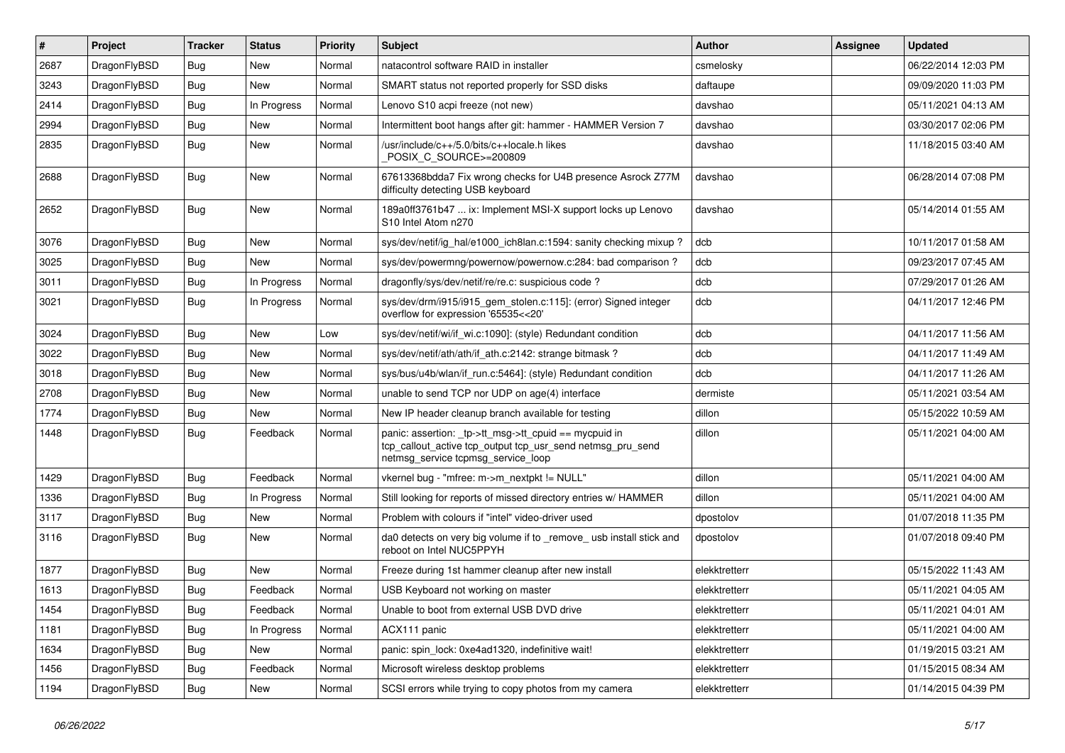| # | Project | Tracker | Status | Priority | Subject | Author | Assignee | Updated |
|---|---|---|---|---|---|---|---|---|
| 2687 | DragonFlyBSD | Bug | New | Normal | natacontrol software RAID in installer | csmelosky | | 06/22/2014 12:03 PM |
| 3243 | DragonFlyBSD | Bug | New | Normal | SMART status not reported properly for SSD disks | daftaupe | | 09/09/2020 11:03 PM |
| 2414 | DragonFlyBSD | Bug | In Progress | Normal | Lenovo S10 acpi freeze (not new) | davshao | | 05/11/2021 04:13 AM |
| 2994 | DragonFlyBSD | Bug | New | Normal | Intermittent boot hangs after git: hammer - HAMMER Version 7 | davshao | | 03/30/2017 02:06 PM |
| 2835 | DragonFlyBSD | Bug | New | Normal | /usr/include/c++/5.0/bits/c++locale.h likes _POSIX_C_SOURCE>=200809 | davshao | | 11/18/2015 03:40 AM |
| 2688 | DragonFlyBSD | Bug | New | Normal | 67613368bdda7 Fix wrong checks for U4B presence Asrock Z77M difficulty detecting USB keyboard | davshao | | 06/28/2014 07:08 PM |
| 2652 | DragonFlyBSD | Bug | New | Normal | 189a0ff3761b47 ... ix: Implement MSI-X support locks up Lenovo S10 Intel Atom n270 | davshao | | 05/14/2014 01:55 AM |
| 3076 | DragonFlyBSD | Bug | New | Normal | sys/dev/netif/ig_hal/e1000_ich8lan.c:1594: sanity checking mixup ? | dcb | | 10/11/2017 01:58 AM |
| 3025 | DragonFlyBSD | Bug | New | Normal | sys/dev/powermng/powernow/powernow.c:284: bad comparison ? | dcb | | 09/23/2017 07:45 AM |
| 3011 | DragonFlyBSD | Bug | In Progress | Normal | dragonfly/sys/dev/netif/re/re.c: suspicious code ? | dcb | | 07/29/2017 01:26 AM |
| 3021 | DragonFlyBSD | Bug | In Progress | Normal | sys/dev/drm/i915/i915_gem_stolen.c:115]: (error) Signed integer overflow for expression '65535<<20' | dcb | | 04/11/2017 12:46 PM |
| 3024 | DragonFlyBSD | Bug | New | Low | sys/dev/netif/wi/if_wi.c:1090]: (style) Redundant condition | dcb | | 04/11/2017 11:56 AM |
| 3022 | DragonFlyBSD | Bug | New | Normal | sys/dev/netif/ath/ath/if_ath.c:2142: strange bitmask ? | dcb | | 04/11/2017 11:49 AM |
| 3018 | DragonFlyBSD | Bug | New | Normal | sys/bus/u4b/wlan/if_run.c:5464]: (style) Redundant condition | dcb | | 04/11/2017 11:26 AM |
| 2708 | DragonFlyBSD | Bug | New | Normal | unable to send TCP nor UDP on age(4) interface | dermiste | | 05/11/2021 03:54 AM |
| 1774 | DragonFlyBSD | Bug | New | Normal | New IP header cleanup branch available for testing | dillon | | 05/15/2022 10:59 AM |
| 1448 | DragonFlyBSD | Bug | Feedback | Normal | panic: assertion: _tp->tt_msg->tt_cpuid == mycpuid in tcp_callout_active tcp_output tcp_usr_send netmsg_pru_send netmsg_service tcpmsg_service_loop | dillon | | 05/11/2021 04:00 AM |
| 1429 | DragonFlyBSD | Bug | Feedback | Normal | vkernel bug - "mfree: m->m_nextpkt != NULL" | dillon | | 05/11/2021 04:00 AM |
| 1336 | DragonFlyBSD | Bug | In Progress | Normal | Still looking for reports of missed directory entries w/ HAMMER | dillon | | 05/11/2021 04:00 AM |
| 3117 | DragonFlyBSD | Bug | New | Normal | Problem with colours if "intel" video-driver used | dpostolov | | 01/07/2018 11:35 PM |
| 3116 | DragonFlyBSD | Bug | New | Normal | da0 detects on very big volume if to _remove_ usb install stick and reboot on Intel NUC5PPYH | dpostolov | | 01/07/2018 09:40 PM |
| 1877 | DragonFlyBSD | Bug | New | Normal | Freeze during 1st hammer cleanup after new install | elekktretterr | | 05/15/2022 11:43 AM |
| 1613 | DragonFlyBSD | Bug | Feedback | Normal | USB Keyboard not working on master | elekktretterr | | 05/11/2021 04:05 AM |
| 1454 | DragonFlyBSD | Bug | Feedback | Normal | Unable to boot from external USB DVD drive | elekktretterr | | 05/11/2021 04:01 AM |
| 1181 | DragonFlyBSD | Bug | In Progress | Normal | ACX111 panic | elekktretterr | | 05/11/2021 04:00 AM |
| 1634 | DragonFlyBSD | Bug | New | Normal | panic: spin_lock: 0xe4ad1320, indefinitive wait! | elekktretterr | | 01/19/2015 03:21 AM |
| 1456 | DragonFlyBSD | Bug | Feedback | Normal | Microsoft wireless desktop problems | elekktretterr | | 01/15/2015 08:34 AM |
| 1194 | DragonFlyBSD | Bug | New | Normal | SCSI errors while trying to copy photos from my camera | elekktretterr | | 01/14/2015 04:39 PM |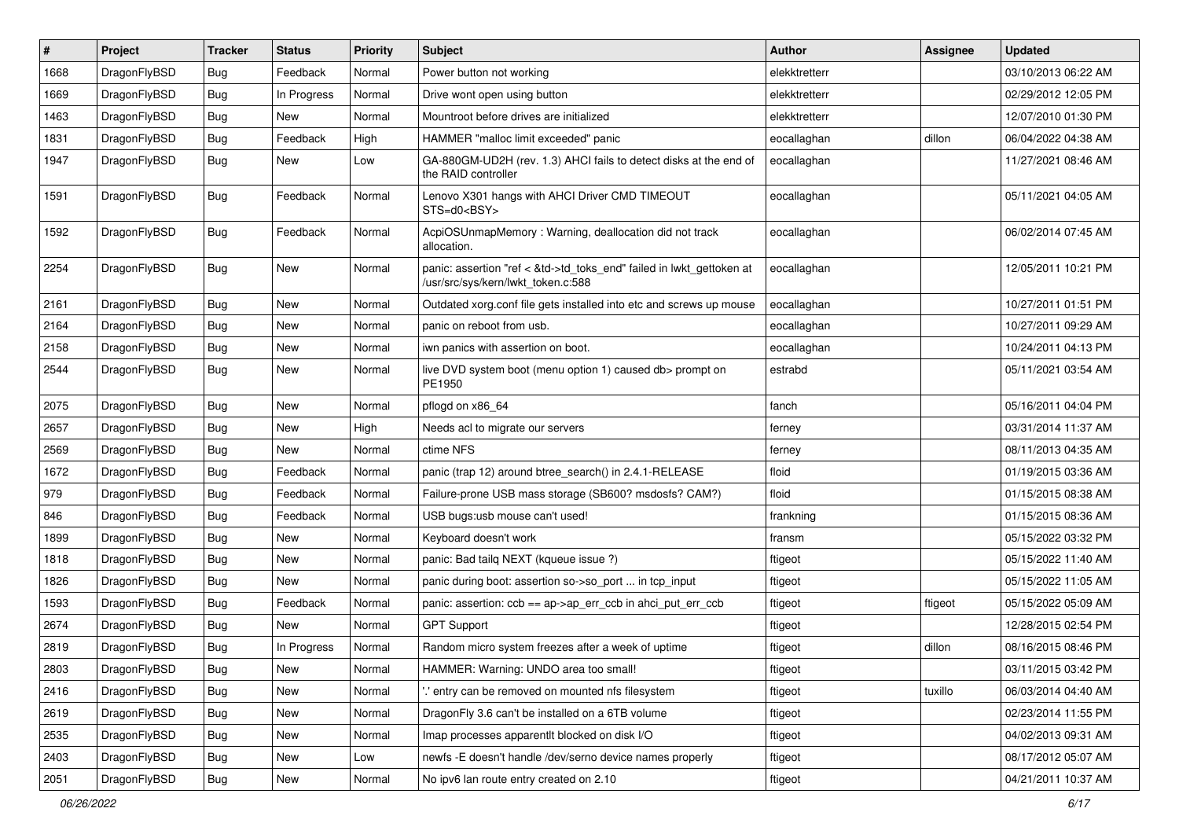| # | Project | Tracker | Status | Priority | Subject | Author | Assignee | Updated |
|---|---|---|---|---|---|---|---|---|
| 1668 | DragonFlyBSD | Bug | Feedback | Normal | Power button not working | elekktretterr | | 03/10/2013 06:22 AM |
| 1669 | DragonFlyBSD | Bug | In Progress | Normal | Drive wont open using button | elekktretterr | | 02/29/2012 12:05 PM |
| 1463 | DragonFlyBSD | Bug | New | Normal | Mountroot before drives are initialized | elekktretterr | | 12/07/2010 01:30 PM |
| 1831 | DragonFlyBSD | Bug | Feedback | High | HAMMER "malloc limit exceeded" panic | eocallaghan | dillon | 06/04/2022 04:38 AM |
| 1947 | DragonFlyBSD | Bug | New | Low | GA-880GM-UD2H (rev. 1.3) AHCI fails to detect disks at the end of the RAID controller | eocallaghan | | 11/27/2021 08:46 AM |
| 1591 | DragonFlyBSD | Bug | Feedback | Normal | Lenovo X301 hangs with AHCI Driver CMD TIMEOUT STS=d0<BSY> | eocallaghan | | 05/11/2021 04:05 AM |
| 1592 | DragonFlyBSD | Bug | Feedback | Normal | AcpiOSUnmapMemory : Warning, deallocation did not track allocation. | eocallaghan | | 06/02/2014 07:45 AM |
| 2254 | DragonFlyBSD | Bug | New | Normal | panic: assertion "ref < &td->td_toks_end" failed in lwkt_gettoken at /usr/src/sys/kern/lwkt_token.c:588 | eocallaghan | | 12/05/2011 10:21 PM |
| 2161 | DragonFlyBSD | Bug | New | Normal | Outdated xorg.conf file gets installed into etc and screws up mouse | eocallaghan | | 10/27/2011 01:51 PM |
| 2164 | DragonFlyBSD | Bug | New | Normal | panic on reboot from usb. | eocallaghan | | 10/27/2011 09:29 AM |
| 2158 | DragonFlyBSD | Bug | New | Normal | iwn panics with assertion on boot. | eocallaghan | | 10/24/2011 04:13 PM |
| 2544 | DragonFlyBSD | Bug | New | Normal | live DVD system boot (menu option 1) caused db> prompt on PE1950 | estrabd | | 05/11/2021 03:54 AM |
| 2075 | DragonFlyBSD | Bug | New | Normal | pflogd on x86_64 | fanch | | 05/16/2011 04:04 PM |
| 2657 | DragonFlyBSD | Bug | New | High | Needs acl to migrate our servers | ferney | | 03/31/2014 11:37 AM |
| 2569 | DragonFlyBSD | Bug | New | Normal | ctime NFS | ferney | | 08/11/2013 04:35 AM |
| 1672 | DragonFlyBSD | Bug | Feedback | Normal | panic (trap 12) around btree_search() in 2.4.1-RELEASE | floid | | 01/19/2015 03:36 AM |
| 979 | DragonFlyBSD | Bug | Feedback | Normal | Failure-prone USB mass storage (SB600? msdosfs? CAM?) | floid | | 01/15/2015 08:38 AM |
| 846 | DragonFlyBSD | Bug | Feedback | Normal | USB bugs:usb mouse can't used! | frankning | | 01/15/2015 08:36 AM |
| 1899 | DragonFlyBSD | Bug | New | Normal | Keyboard doesn't work | fransm | | 05/15/2022 03:32 PM |
| 1818 | DragonFlyBSD | Bug | New | Normal | panic: Bad tailq NEXT (kqueue issue ?) | ftigeot | | 05/15/2022 11:40 AM |
| 1826 | DragonFlyBSD | Bug | New | Normal | panic during boot: assertion so->so_port ... in tcp_input | ftigeot | | 05/15/2022 11:05 AM |
| 1593 | DragonFlyBSD | Bug | Feedback | Normal | panic: assertion: ccb == ap->ap_err_ccb in ahci_put_err_ccb | ftigeot | ftigeot | 05/15/2022 05:09 AM |
| 2674 | DragonFlyBSD | Bug | New | Normal | GPT Support | ftigeot | | 12/28/2015 02:54 PM |
| 2819 | DragonFlyBSD | Bug | In Progress | Normal | Random micro system freezes after a week of uptime | ftigeot | dillon | 08/16/2015 08:46 PM |
| 2803 | DragonFlyBSD | Bug | New | Normal | HAMMER: Warning: UNDO area too small! | ftigeot | | 03/11/2015 03:42 PM |
| 2416 | DragonFlyBSD | Bug | New | Normal | '.' entry can be removed on mounted nfs filesystem | ftigeot | tuxillo | 06/03/2014 04:40 AM |
| 2619 | DragonFlyBSD | Bug | New | Normal | DragonFly 3.6 can't be installed on a 6TB volume | ftigeot | | 02/23/2014 11:55 PM |
| 2535 | DragonFlyBSD | Bug | New | Normal | Imap processes apparentlt blocked on disk I/O | ftigeot | | 04/02/2013 09:31 AM |
| 2403 | DragonFlyBSD | Bug | New | Low | newfs -E doesn't handle /dev/serno device names properly | ftigeot | | 08/17/2012 05:07 AM |
| 2051 | DragonFlyBSD | Bug | New | Normal | No ipv6 lan route entry created on 2.10 | ftigeot | | 04/21/2011 10:37 AM |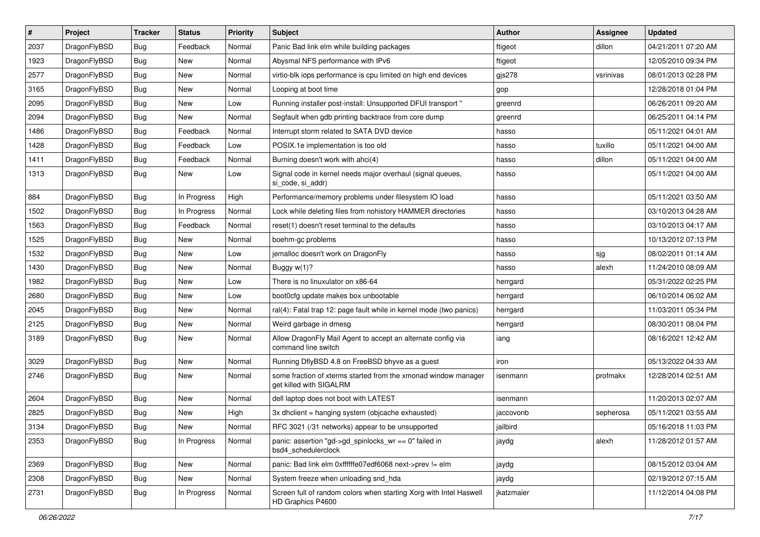| # | Project | Tracker | Status | Priority | Subject | Author | Assignee | Updated |
|---|---|---|---|---|---|---|---|---|
| 2037 | DragonFlyBSD | Bug | Feedback | Normal | Panic Bad link elm while building packages | ftigeot | dillon | 04/21/2011 07:20 AM |
| 1923 | DragonFlyBSD | Bug | New | Normal | Abysmal NFS performance with IPv6 | ftigeot | | 12/05/2010 09:34 PM |
| 2577 | DragonFlyBSD | Bug | New | Normal | virtio-blk iops performance is cpu limited on high end devices | gjs278 | vsrinivas | 08/01/2013 02:28 PM |
| 3165 | DragonFlyBSD | Bug | New | Normal | Looping at boot time | gop | | 12/28/2018 01:04 PM |
| 2095 | DragonFlyBSD | Bug | New | Low | Running installer post-install: Unsupported DFUI transport " | greenrd | | 06/26/2011 09:20 AM |
| 2094 | DragonFlyBSD | Bug | New | Normal | Segfault when gdb printing backtrace from core dump | greenrd | | 06/25/2011 04:14 PM |
| 1486 | DragonFlyBSD | Bug | Feedback | Normal | Interrupt storm related to SATA DVD device | hasso | | 05/11/2021 04:01 AM |
| 1428 | DragonFlyBSD | Bug | Feedback | Low | POSIX.1e implementation is too old | hasso | tuxillo | 05/11/2021 04:00 AM |
| 1411 | DragonFlyBSD | Bug | Feedback | Normal | Burning doesn't work with ahci(4) | hasso | dillon | 05/11/2021 04:00 AM |
| 1313 | DragonFlyBSD | Bug | New | Low | Signal code in kernel needs major overhaul (signal queues, si_code, si_addr) | hasso | | 05/11/2021 04:00 AM |
| 884 | DragonFlyBSD | Bug | In Progress | High | Performance/memory problems under filesystem IO load | hasso | | 05/11/2021 03:50 AM |
| 1502 | DragonFlyBSD | Bug | In Progress | Normal | Lock while deleting files from nohistory HAMMER directories | hasso | | 03/10/2013 04:28 AM |
| 1563 | DragonFlyBSD | Bug | Feedback | Normal | reset(1) doesn't reset terminal to the defaults | hasso | | 03/10/2013 04:17 AM |
| 1525 | DragonFlyBSD | Bug | New | Normal | boehm-gc problems | hasso | | 10/13/2012 07:13 PM |
| 1532 | DragonFlyBSD | Bug | New | Low | jemalloc doesn't work on DragonFly | hasso | sjg | 08/02/2011 01:14 AM |
| 1430 | DragonFlyBSD | Bug | New | Normal | Buggy w(1)? | hasso | alexh | 11/24/2010 08:09 AM |
| 1982 | DragonFlyBSD | Bug | New | Low | There is no linuxulator on x86-64 | herrgard | | 05/31/2022 02:25 PM |
| 2680 | DragonFlyBSD | Bug | New | Low | boot0cfg update makes box unbootable | herrgard | | 06/10/2014 06:02 AM |
| 2045 | DragonFlyBSD | Bug | New | Normal | ral(4): Fatal trap 12: page fault while in kernel mode (two panics) | herrgard | | 11/03/2011 05:34 PM |
| 2125 | DragonFlyBSD | Bug | New | Normal | Weird garbage in dmesg | herrgard | | 08/30/2011 08:04 PM |
| 3189 | DragonFlyBSD | Bug | New | Normal | Allow DragonFly Mail Agent to accept an alternate config via command line switch | iang | | 08/16/2021 12:42 AM |
| 3029 | DragonFlyBSD | Bug | New | Normal | Running DflyBSD 4.8 on FreeBSD bhyve as a guest | iron | | 05/13/2022 04:33 AM |
| 2746 | DragonFlyBSD | Bug | New | Normal | some fraction of xterms started from the xmonad window manager get killed with SIGALRM | isenmann | profmakx | 12/28/2014 02:51 AM |
| 2604 | DragonFlyBSD | Bug | New | Normal | dell laptop does not boot with LATEST | isenmann | | 11/20/2013 02:07 AM |
| 2825 | DragonFlyBSD | Bug | New | High | 3x dhclient = hanging system (objcache exhausted) | jaccovonb | sepherosa | 05/11/2021 03:55 AM |
| 3134 | DragonFlyBSD | Bug | New | Normal | RFC 3021 (/31 networks) appear to be unsupported | jailbird | | 05/16/2018 11:03 PM |
| 2353 | DragonFlyBSD | Bug | In Progress | Normal | panic: assertion "gd->gd_spinlocks_wr == 0" failed in bsd4_schedulerclock | jaydg | alexh | 11/28/2012 01:57 AM |
| 2369 | DragonFlyBSD | Bug | New | Normal | panic: Bad link elm 0xffffffe07edf6068 next->prev != elm | jaydg | | 08/15/2012 03:04 AM |
| 2308 | DragonFlyBSD | Bug | New | Normal | System freeze when unloading snd_hda | jaydg | | 02/19/2012 07:15 AM |
| 2731 | DragonFlyBSD | Bug | In Progress | Normal | Screen full of random colors when starting Xorg with Intel Haswell HD Graphics P4600 | jkatzmaier | | 11/12/2014 04:08 PM |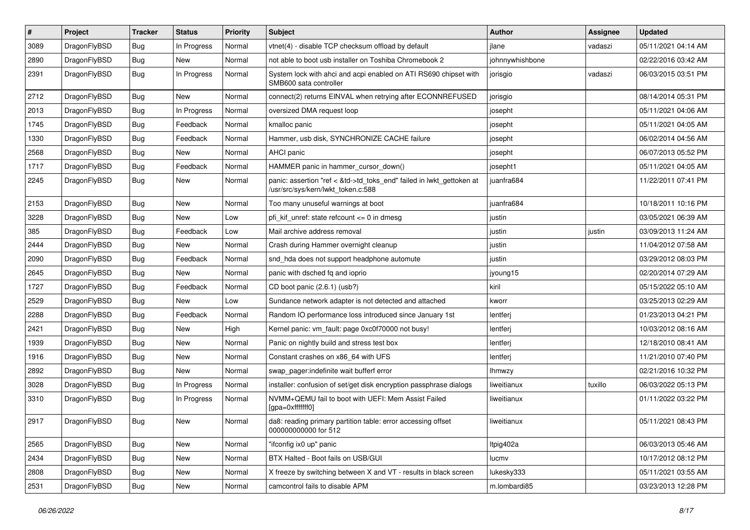| # | Project | Tracker | Status | Priority | Subject | Author | Assignee | Updated |
|---|---|---|---|---|---|---|---|---|
| 3089 | DragonFlyBSD | Bug | In Progress | Normal | vtnet(4) - disable TCP checksum offload by default | jlane | vadaszi | 05/11/2021 04:14 AM |
| 2890 | DragonFlyBSD | Bug | New | Normal | not able to boot usb installer on Toshiba Chromebook 2 | johnnywhishbone | | 02/22/2016 03:42 AM |
| 2391 | DragonFlyBSD | Bug | In Progress | Normal | System lock with ahci and acpi enabled on ATI RS690 chipset with SMB600 sata controller | jorisgio | vadaszi | 06/03/2015 03:51 PM |
| 2712 | DragonFlyBSD | Bug | New | Normal | connect(2) returns EINVAL when retrying after ECONNREFUSED | jorisgio | | 08/14/2014 05:31 PM |
| 2013 | DragonFlyBSD | Bug | In Progress | Normal | oversized DMA request loop | josepht | | 05/11/2021 04:06 AM |
| 1745 | DragonFlyBSD | Bug | Feedback | Normal | kmalloc panic | josepht | | 05/11/2021 04:05 AM |
| 1330 | DragonFlyBSD | Bug | Feedback | Normal | Hammer, usb disk, SYNCHRONIZE CACHE failure | josepht | | 06/02/2014 04:56 AM |
| 2568 | DragonFlyBSD | Bug | New | Normal | AHCI panic | josepht | | 06/07/2013 05:52 PM |
| 1717 | DragonFlyBSD | Bug | Feedback | Normal | HAMMER panic in hammer_cursor_down() | josepht1 | | 05/11/2021 04:05 AM |
| 2245 | DragonFlyBSD | Bug | New | Normal | panic: assertion "ref < &td->td_toks_end" failed in lwkt_gettoken at /usr/src/sys/kern/lwkt_token.c:588 | juanfra684 | | 11/22/2011 07:41 PM |
| 2153 | DragonFlyBSD | Bug | New | Normal | Too many unuseful warnings at boot | juanfra684 | | 10/18/2011 10:16 PM |
| 3228 | DragonFlyBSD | Bug | New | Low | pfi_kif_unref: state refcount <= 0 in dmesg | justin | | 03/05/2021 06:39 AM |
| 385 | DragonFlyBSD | Bug | Feedback | Low | Mail archive address removal | justin | justin | 03/09/2013 11:24 AM |
| 2444 | DragonFlyBSD | Bug | New | Normal | Crash during Hammer overnight cleanup | justin | | 11/04/2012 07:58 AM |
| 2090 | DragonFlyBSD | Bug | Feedback | Normal | snd_hda does not support headphone automute | justin | | 03/29/2012 08:03 PM |
| 2645 | DragonFlyBSD | Bug | New | Normal | panic with dsched fq and ioprio | jyoung15 | | 02/20/2014 07:29 AM |
| 1727 | DragonFlyBSD | Bug | Feedback | Normal | CD boot panic (2.6.1) (usb?) | kiril | | 05/15/2022 05:10 AM |
| 2529 | DragonFlyBSD | Bug | New | Low | Sundance network adapter is not detected and attached | kworr | | 03/25/2013 02:29 AM |
| 2288 | DragonFlyBSD | Bug | Feedback | Normal | Random IO performance loss introduced since January 1st | lentferj | | 01/23/2013 04:21 PM |
| 2421 | DragonFlyBSD | Bug | New | High | Kernel panic: vm_fault: page 0xc0f70000 not busy! | lentferj | | 10/03/2012 08:16 AM |
| 1939 | DragonFlyBSD | Bug | New | Normal | Panic on nightly build and stress test box | lentferj | | 12/18/2010 08:41 AM |
| 1916 | DragonFlyBSD | Bug | New | Normal | Constant crashes on x86_64 with UFS | lentferj | | 11/21/2010 07:40 PM |
| 2892 | DragonFlyBSD | Bug | New | Normal | swap_pager:indefinite wait bufferf error | lhmwzy | | 02/21/2016 10:32 PM |
| 3028 | DragonFlyBSD | Bug | In Progress | Normal | installer: confusion of set/get disk encryption passphrase dialogs | liweitianux | tuxillo | 06/03/2022 05:13 PM |
| 3310 | DragonFlyBSD | Bug | In Progress | Normal | NVMM+QEMU fail to boot with UEFI: Mem Assist Failed [gpa=0xfffffff0] | liweitianux | | 01/11/2022 03:22 PM |
| 2917 | DragonFlyBSD | Bug | New | Normal | da8: reading primary partition table: error accessing offset 000000000000 for 512 | liweitianux | | 05/11/2021 08:43 PM |
| 2565 | DragonFlyBSD | Bug | New | Normal | "ifconfig ix0 up" panic | Itpig402a | | 06/03/2013 05:46 AM |
| 2434 | DragonFlyBSD | Bug | New | Normal | BTX Halted - Boot fails on USB/GUI | lucmv | | 10/17/2012 08:12 PM |
| 2808 | DragonFlyBSD | Bug | New | Normal | X freeze by switching between X and VT - results in black screen | lukesky333 | | 05/11/2021 03:55 AM |
| 2531 | DragonFlyBSD | Bug | New | Normal | camcontrol fails to disable APM | m.lombardi85 | | 03/23/2013 12:28 PM |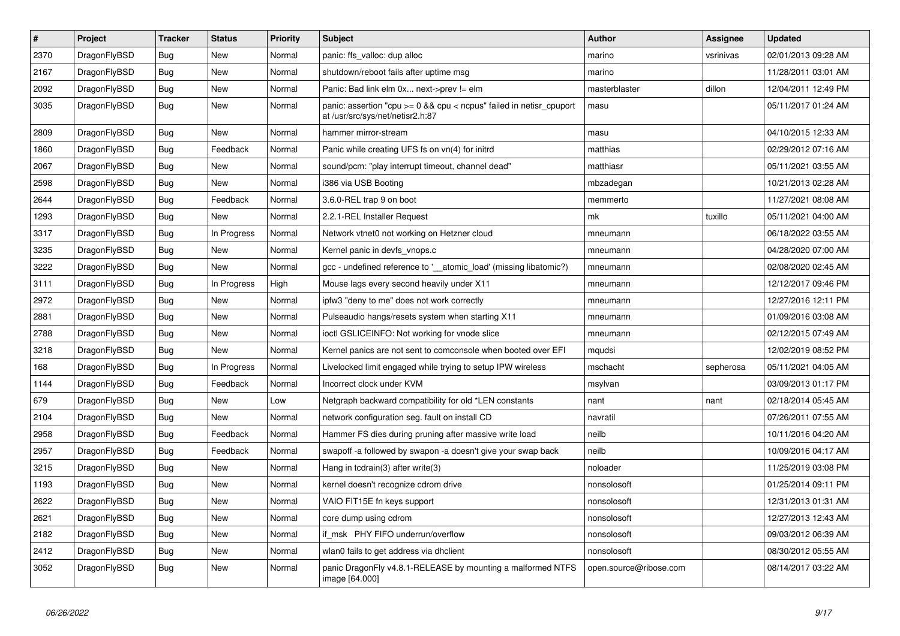| # | Project | Tracker | Status | Priority | Subject | Author | Assignee | Updated |
|---|---|---|---|---|---|---|---|---|
| 2370 | DragonFlyBSD | Bug | New | Normal | panic: ffs_valloc: dup alloc | marino | vsrinivas | 02/01/2013 09:28 AM |
| 2167 | DragonFlyBSD | Bug | New | Normal | shutdown/reboot fails after uptime msg | marino | | 11/28/2011 03:01 AM |
| 2092 | DragonFlyBSD | Bug | New | Normal | Panic: Bad link elm 0x... next->prev != elm | masterblaster | dillon | 12/04/2011 12:49 PM |
| 3035 | DragonFlyBSD | Bug | New | Normal | panic: assertion "cpu >= 0 && cpu < ncpus" failed in netisr_cpuport at /usr/src/sys/net/netisr2.h:87 | masu | | 05/11/2017 01:24 AM |
| 2809 | DragonFlyBSD | Bug | New | Normal | hammer mirror-stream | masu | | 04/10/2015 12:33 AM |
| 1860 | DragonFlyBSD | Bug | Feedback | Normal | Panic while creating UFS fs on vn(4) for initrd | matthias | | 02/29/2012 07:16 AM |
| 2067 | DragonFlyBSD | Bug | New | Normal | sound/pcm: "play interrupt timeout, channel dead" | matthiasr | | 05/11/2021 03:55 AM |
| 2598 | DragonFlyBSD | Bug | New | Normal | i386 via USB Booting | mbzadegan | | 10/21/2013 02:28 AM |
| 2644 | DragonFlyBSD | Bug | Feedback | Normal | 3.6.0-REL trap 9 on boot | memmerto | | 11/27/2021 08:08 AM |
| 1293 | DragonFlyBSD | Bug | New | Normal | 2.2.1-REL Installer Request | mk | tuxillo | 05/11/2021 04:00 AM |
| 3317 | DragonFlyBSD | Bug | In Progress | Normal | Network vtnet0 not working on Hetzner cloud | mneumann | | 06/18/2022 03:55 AM |
| 3235 | DragonFlyBSD | Bug | New | Normal | Kernel panic in devfs_vnops.c | mneumann | | 04/28/2020 07:00 AM |
| 3222 | DragonFlyBSD | Bug | New | Normal | gcc - undefined reference to '__atomic_load' (missing libatomic?) | mneumann | | 02/08/2020 02:45 AM |
| 3111 | DragonFlyBSD | Bug | In Progress | High | Mouse lags every second heavily under X11 | mneumann | | 12/12/2017 09:46 PM |
| 2972 | DragonFlyBSD | Bug | New | Normal | ipfw3 "deny to me" does not work correctly | mneumann | | 12/27/2016 12:11 PM |
| 2881 | DragonFlyBSD | Bug | New | Normal | Pulseaudio hangs/resets system when starting X11 | mneumann | | 01/09/2016 03:08 AM |
| 2788 | DragonFlyBSD | Bug | New | Normal | ioctl GSLICEINFO: Not working for vnode slice | mneumann | | 02/12/2015 07:49 AM |
| 3218 | DragonFlyBSD | Bug | New | Normal | Kernel panics are not sent to comconsole when booted over EFI | mqudsi | | 12/02/2019 08:52 PM |
| 168 | DragonFlyBSD | Bug | In Progress | Normal | Livelocked limit engaged while trying to setup IPW wireless | mschacht | sepherosa | 05/11/2021 04:05 AM |
| 1144 | DragonFlyBSD | Bug | Feedback | Normal | Incorrect clock under KVM | msylvan | | 03/09/2013 01:17 PM |
| 679 | DragonFlyBSD | Bug | New | Low | Netgraph backward compatibility for old *LEN constants | nant | nant | 02/18/2014 05:45 AM |
| 2104 | DragonFlyBSD | Bug | New | Normal | network configuration seg. fault on install CD | navratil | | 07/26/2011 07:55 AM |
| 2958 | DragonFlyBSD | Bug | Feedback | Normal | Hammer FS dies during pruning after massive write load | neilb | | 10/11/2016 04:20 AM |
| 2957 | DragonFlyBSD | Bug | Feedback | Normal | swapoff -a followed by swapon -a doesn't give your swap back | neilb | | 10/09/2016 04:17 AM |
| 3215 | DragonFlyBSD | Bug | New | Normal | Hang in tcdrain(3) after write(3) | noloader | | 11/25/2019 03:08 PM |
| 1193 | DragonFlyBSD | Bug | New | Normal | kernel doesn't recognize cdrom drive | nonsolosoft | | 01/25/2014 09:11 PM |
| 2622 | DragonFlyBSD | Bug | New | Normal | VAIO FIT15E fn keys support | nonsolosoft | | 12/31/2013 01:31 AM |
| 2621 | DragonFlyBSD | Bug | New | Normal | core dump using cdrom | nonsolosoft | | 12/27/2013 12:43 AM |
| 2182 | DragonFlyBSD | Bug | New | Normal | if_msk PHY FIFO underrun/overflow | nonsolosoft | | 09/03/2012 06:39 AM |
| 2412 | DragonFlyBSD | Bug | New | Normal | wlan0 fails to get address via dhclient | nonsolosoft | | 08/30/2012 05:55 AM |
| 3052 | DragonFlyBSD | Bug | New | Normal | panic DragonFly v4.8.1-RELEASE by mounting a malformed NTFS image [64.000] | open.source@ribose.com | | 08/14/2017 03:22 AM |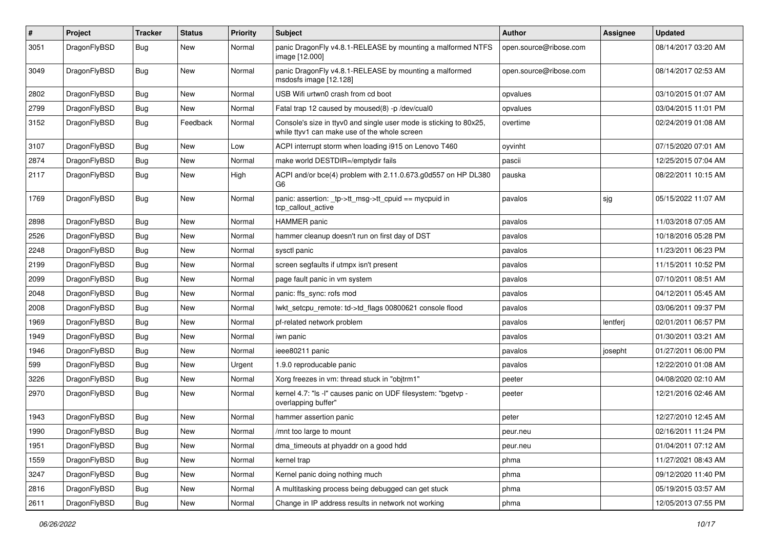| # | Project | Tracker | Status | Priority | Subject | Author | Assignee | Updated |
|---|---|---|---|---|---|---|---|---|
| 3051 | DragonFlyBSD | Bug | New | Normal | panic DragonFly v4.8.1-RELEASE by mounting a malformed NTFS image [12.000] | open.source@ribose.com | | 08/14/2017 03:20 AM |
| 3049 | DragonFlyBSD | Bug | New | Normal | panic DragonFly v4.8.1-RELEASE by mounting a malformed msdosfs image [12.128] | open.source@ribose.com | | 08/14/2017 02:53 AM |
| 2802 | DragonFlyBSD | Bug | New | Normal | USB Wifi urtwn0 crash from cd boot | opvalues | | 03/10/2015 01:07 AM |
| 2799 | DragonFlyBSD | Bug | New | Normal | Fatal trap 12 caused by moused(8) -p /dev/cual0 | opvalues | | 03/04/2015 11:01 PM |
| 3152 | DragonFlyBSD | Bug | Feedback | Normal | Console's size in ttyv0 and single user mode is sticking to 80x25, while ttyv1 can make use of the whole screen | overtime | | 02/24/2019 01:08 AM |
| 3107 | DragonFlyBSD | Bug | New | Low | ACPI interrupt storm when loading i915 on Lenovo T460 | oyvinht | | 07/15/2020 07:01 AM |
| 2874 | DragonFlyBSD | Bug | New | Normal | make world DESTDIR=/emptydir fails | pascii | | 12/25/2015 07:04 AM |
| 2117 | DragonFlyBSD | Bug | New | High | ACPI and/or bce(4) problem with 2.11.0.673.g0d557 on HP DL380 G6 | pauska | | 08/22/2011 10:15 AM |
| 1769 | DragonFlyBSD | Bug | New | Normal | panic: assertion: _tp->tt_msg->tt_cpuid == mycpuid in tcp_callout_active | pavalos | sjg | 05/15/2022 11:07 AM |
| 2898 | DragonFlyBSD | Bug | New | Normal | HAMMER panic | pavalos | | 11/03/2018 07:05 AM |
| 2526 | DragonFlyBSD | Bug | New | Normal | hammer cleanup doesn't run on first day of DST | pavalos | | 10/18/2016 05:28 PM |
| 2248 | DragonFlyBSD | Bug | New | Normal | sysctl panic | pavalos | | 11/23/2011 06:23 PM |
| 2199 | DragonFlyBSD | Bug | New | Normal | screen segfaults if utmpx isn't present | pavalos | | 11/15/2011 10:52 PM |
| 2099 | DragonFlyBSD | Bug | New | Normal | page fault panic in vm system | pavalos | | 07/10/2011 08:51 AM |
| 2048 | DragonFlyBSD | Bug | New | Normal | panic: ffs_sync: rofs mod | pavalos | | 04/12/2011 05:45 AM |
| 2008 | DragonFlyBSD | Bug | New | Normal | lwkt_setcpu_remote: td->td_flags 00800621 console flood | pavalos | | 03/06/2011 09:37 PM |
| 1969 | DragonFlyBSD | Bug | New | Normal | pf-related network problem | pavalos | lentferj | 02/01/2011 06:57 PM |
| 1949 | DragonFlyBSD | Bug | New | Normal | iwn panic | pavalos | | 01/30/2011 03:21 AM |
| 1946 | DragonFlyBSD | Bug | New | Normal | ieee80211 panic | pavalos | josepht | 01/27/2011 06:00 PM |
| 599 | DragonFlyBSD | Bug | New | Urgent | 1.9.0 reproducable panic | pavalos | | 12/22/2010 01:08 AM |
| 3226 | DragonFlyBSD | Bug | New | Normal | Xorg freezes in vm: thread stuck in "objtrm1" | peeter | | 04/08/2020 02:10 AM |
| 2970 | DragonFlyBSD | Bug | New | Normal | kernel 4.7: "ls -l" causes panic on UDF filesystem: "bgetvp - overlapping buffer" | peeter | | 12/21/2016 02:46 AM |
| 1943 | DragonFlyBSD | Bug | New | Normal | hammer assertion panic | peter | | 12/27/2010 12:45 AM |
| 1990 | DragonFlyBSD | Bug | New | Normal | /mnt too large to mount | peur.neu | | 02/16/2011 11:24 PM |
| 1951 | DragonFlyBSD | Bug | New | Normal | dma_timeouts at phyaddr on a good hdd | peur.neu | | 01/04/2011 07:12 AM |
| 1559 | DragonFlyBSD | Bug | New | Normal | kernel trap | phma | | 11/27/2021 08:43 AM |
| 3247 | DragonFlyBSD | Bug | New | Normal | Kernel panic doing nothing much | phma | | 09/12/2020 11:40 PM |
| 2816 | DragonFlyBSD | Bug | New | Normal | A multitasking process being debugged can get stuck | phma | | 05/19/2015 03:57 AM |
| 2611 | DragonFlyBSD | Bug | New | Normal | Change in IP address results in network not working | phma | | 12/05/2013 07:55 PM |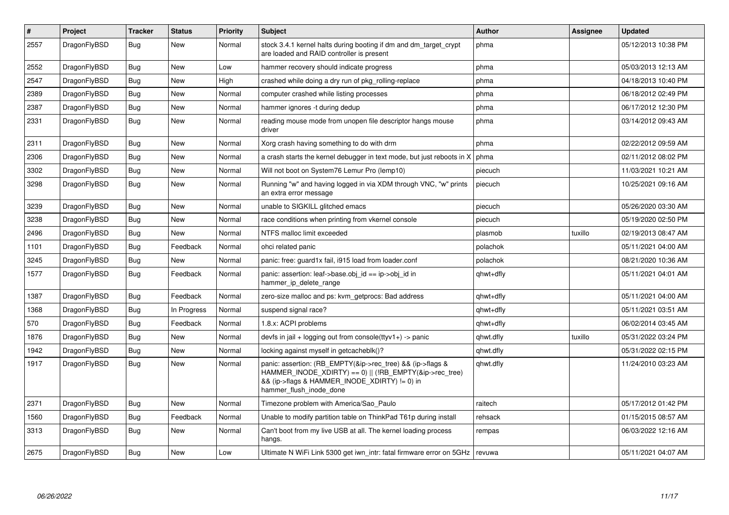| # | Project | Tracker | Status | Priority | Subject | Author | Assignee | Updated |
|---|---|---|---|---|---|---|---|---|
| 2557 | DragonFlyBSD | Bug | New | Normal | stock 3.4.1 kernel halts during booting if dm and dm_target_crypt are loaded and RAID controller is present | phma |  | 05/12/2013 10:38 PM |
| 2552 | DragonFlyBSD | Bug | New | Low | hammer recovery should indicate progress | phma |  | 05/03/2013 12:13 AM |
| 2547 | DragonFlyBSD | Bug | New | High | crashed while doing a dry run of pkg_rolling-replace | phma |  | 04/18/2013 10:40 PM |
| 2389 | DragonFlyBSD | Bug | New | Normal | computer crashed while listing processes | phma |  | 06/18/2012 02:49 PM |
| 2387 | DragonFlyBSD | Bug | New | Normal | hammer ignores -t during dedup | phma |  | 06/17/2012 12:30 PM |
| 2331 | DragonFlyBSD | Bug | New | Normal | reading mouse mode from unopen file descriptor hangs mouse driver | phma |  | 03/14/2012 09:43 AM |
| 2311 | DragonFlyBSD | Bug | New | Normal | Xorg crash having something to do with drm | phma |  | 02/22/2012 09:59 AM |
| 2306 | DragonFlyBSD | Bug | New | Normal | a crash starts the kernel debugger in text mode, but just reboots in X | phma |  | 02/11/2012 08:02 PM |
| 3302 | DragonFlyBSD | Bug | New | Normal | Will not boot on System76 Lemur Pro (lemp10) | piecuch |  | 11/03/2021 10:21 AM |
| 3298 | DragonFlyBSD | Bug | New | Normal | Running "w" and having logged in via XDM through VNC, "w" prints an extra error message | piecuch |  | 10/25/2021 09:16 AM |
| 3239 | DragonFlyBSD | Bug | New | Normal | unable to SIGKILL glitched emacs | piecuch |  | 05/26/2020 03:30 AM |
| 3238 | DragonFlyBSD | Bug | New | Normal | race conditions when printing from vkernel console | piecuch |  | 05/19/2020 02:50 PM |
| 2496 | DragonFlyBSD | Bug | New | Normal | NTFS malloc limit exceeded | plasmob | tuxillo | 02/19/2013 08:47 AM |
| 1101 | DragonFlyBSD | Bug | Feedback | Normal | ohci related panic | polachok |  | 05/11/2021 04:00 AM |
| 3245 | DragonFlyBSD | Bug | New | Normal | panic: free: guard1x fail, i915 load from loader.conf | polachok |  | 08/21/2020 10:36 AM |
| 1577 | DragonFlyBSD | Bug | Feedback | Normal | panic: assertion: leaf->base.obj_id == ip->obj_id in hammer_ip_delete_range | qhwt+dfly |  | 05/11/2021 04:01 AM |
| 1387 | DragonFlyBSD | Bug | Feedback | Normal | zero-size malloc and ps: kvm_getprocs: Bad address | qhwt+dfly |  | 05/11/2021 04:00 AM |
| 1368 | DragonFlyBSD | Bug | In Progress | Normal | suspend signal race? | qhwt+dfly |  | 05/11/2021 03:51 AM |
| 570 | DragonFlyBSD | Bug | Feedback | Normal | 1.8.x: ACPI problems | qhwt+dfly |  | 06/02/2014 03:45 AM |
| 1876 | DragonFlyBSD | Bug | New | Normal | devfs in jail + logging out from console(ttyv1+) -> panic | qhwt.dfly | tuxillo | 05/31/2022 03:24 PM |
| 1942 | DragonFlyBSD | Bug | New | Normal | locking against myself in getcacheblk()? | qhwt.dfly |  | 05/31/2022 02:15 PM |
| 1917 | DragonFlyBSD | Bug | New | Normal | panic: assertion: (RB_EMPTY(&ip->rec_tree) && (ip->flags & HAMMER_INODE_XDIRTY) == 0) \|\| (!RB_EMPTY(&ip->rec_tree) && (ip->flags & HAMMER_INODE_XDIRTY) != 0) in hammer_flush_inode_done | qhwt.dfly |  | 11/24/2010 03:23 AM |
| 2371 | DragonFlyBSD | Bug | New | Normal | Timezone problem with America/Sao_Paulo | raitech |  | 05/17/2012 01:42 PM |
| 1560 | DragonFlyBSD | Bug | Feedback | Normal | Unable to modify partition table on ThinkPad T61p during install | rehsack |  | 01/15/2015 08:57 AM |
| 3313 | DragonFlyBSD | Bug | New | Normal | Can't boot from my live USB at all. The kernel loading process hangs. | rempas |  | 06/03/2022 12:16 AM |
| 2675 | DragonFlyBSD | Bug | New | Low | Ultimate N WiFi Link 5300 get iwn_intr: fatal firmware error on 5GHz | revuwa |  | 05/11/2021 04:07 AM |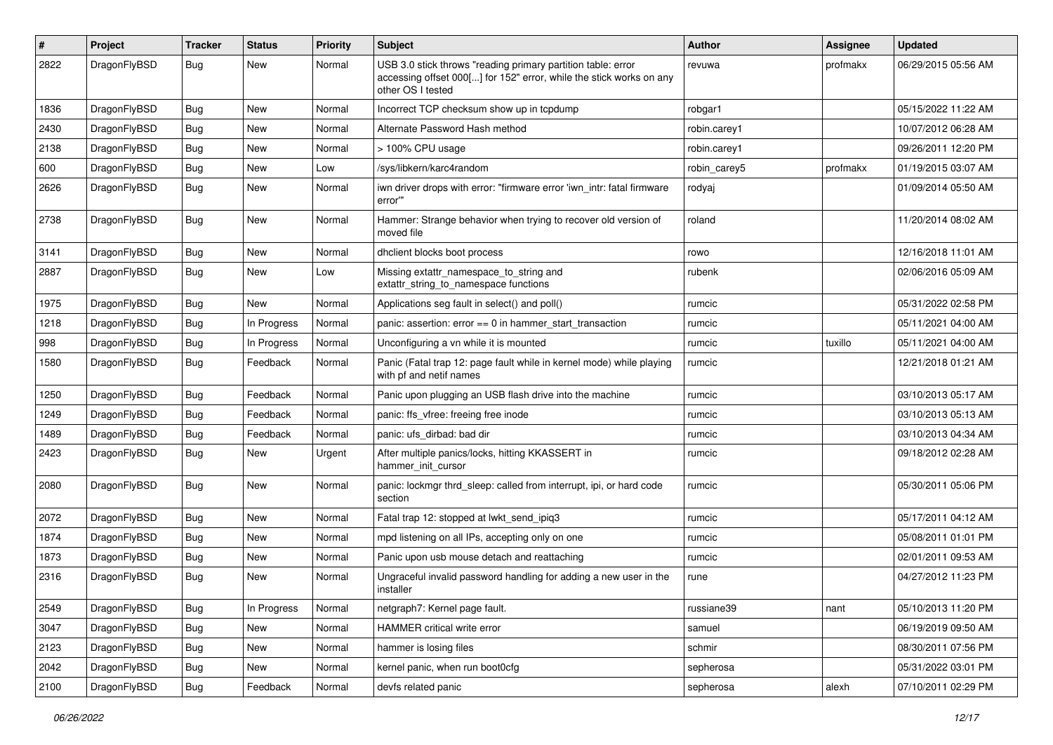| # | Project | Tracker | Status | Priority | Subject | Author | Assignee | Updated |
|---|---|---|---|---|---|---|---|---|
| 2822 | DragonFlyBSD | Bug | New | Normal | USB 3.0 stick throws "reading primary partition table: error accessing offset 000[...] for 152" error, while the stick works on any other OS I tested | revuwa | profmakx | 06/29/2015 05:56 AM |
| 1836 | DragonFlyBSD | Bug | New | Normal | Incorrect TCP checksum show up in tcpdump | robgar1 | | 05/15/2022 11:22 AM |
| 2430 | DragonFlyBSD | Bug | New | Normal | Alternate Password Hash method | robin.carey1 | | 10/07/2012 06:28 AM |
| 2138 | DragonFlyBSD | Bug | New | Normal | > 100% CPU usage | robin.carey1 | | 09/26/2011 12:20 PM |
| 600 | DragonFlyBSD | Bug | New | Low | /sys/libkern/karc4random | robin_carey5 | profmakx | 01/19/2015 03:07 AM |
| 2626 | DragonFlyBSD | Bug | New | Normal | iwn driver drops with error: "firmware error 'iwn_intr: fatal firmware error'" | rodyaj | | 01/09/2014 05:50 AM |
| 2738 | DragonFlyBSD | Bug | New | Normal | Hammer: Strange behavior when trying to recover old version of moved file | roland | | 11/20/2014 08:02 AM |
| 3141 | DragonFlyBSD | Bug | New | Normal | dhclient blocks boot process | rowo | | 12/16/2018 11:01 AM |
| 2887 | DragonFlyBSD | Bug | New | Low | Missing extattr_namespace_to_string and extattr_string_to_namespace functions | rubenk | | 02/06/2016 05:09 AM |
| 1975 | DragonFlyBSD | Bug | New | Normal | Applications seg fault in select() and poll() | rumcic | | 05/31/2022 02:58 PM |
| 1218 | DragonFlyBSD | Bug | In Progress | Normal | panic: assertion: error == 0 in hammer_start_transaction | rumcic | | 05/11/2021 04:00 AM |
| 998 | DragonFlyBSD | Bug | In Progress | Normal | Unconfiguring a vn while it is mounted | rumcic | tuxillo | 05/11/2021 04:00 AM |
| 1580 | DragonFlyBSD | Bug | Feedback | Normal | Panic (Fatal trap 12: page fault while in kernel mode) while playing with pf and netif names | rumcic | | 12/21/2018 01:21 AM |
| 1250 | DragonFlyBSD | Bug | Feedback | Normal | Panic upon plugging an USB flash drive into the machine | rumcic | | 03/10/2013 05:17 AM |
| 1249 | DragonFlyBSD | Bug | Feedback | Normal | panic: ffs_vfree: freeing free inode | rumcic | | 03/10/2013 05:13 AM |
| 1489 | DragonFlyBSD | Bug | Feedback | Normal | panic: ufs_dirbad: bad dir | rumcic | | 03/10/2013 04:34 AM |
| 2423 | DragonFlyBSD | Bug | New | Urgent | After multiple panics/locks, hitting KKASSERT in hammer_init_cursor | rumcic | | 09/18/2012 02:28 AM |
| 2080 | DragonFlyBSD | Bug | New | Normal | panic: lockmgr thrd_sleep: called from interrupt, ipi, or hard code section | rumcic | | 05/30/2011 05:06 PM |
| 2072 | DragonFlyBSD | Bug | New | Normal | Fatal trap 12: stopped at lwkt_send_ipiq3 | rumcic | | 05/17/2011 04:12 AM |
| 1874 | DragonFlyBSD | Bug | New | Normal | mpd listening on all IPs, accepting only on one | rumcic | | 05/08/2011 01:01 PM |
| 1873 | DragonFlyBSD | Bug | New | Normal | Panic upon usb mouse detach and reattaching | rumcic | | 02/01/2011 09:53 AM |
| 2316 | DragonFlyBSD | Bug | New | Normal | Ungraceful invalid password handling for adding a new user in the installer | rune | | 04/27/2012 11:23 PM |
| 2549 | DragonFlyBSD | Bug | In Progress | Normal | netgraph7: Kernel page fault. | russiane39 | nant | 05/10/2013 11:20 PM |
| 3047 | DragonFlyBSD | Bug | New | Normal | HAMMER critical write error | samuel | | 06/19/2019 09:50 AM |
| 2123 | DragonFlyBSD | Bug | New | Normal | hammer is losing files | schmir | | 08/30/2011 07:56 PM |
| 2042 | DragonFlyBSD | Bug | New | Normal | kernel panic, when run boot0cfg | sepherosa | | 05/31/2022 03:01 PM |
| 2100 | DragonFlyBSD | Bug | Feedback | Normal | devfs related panic | sepherosa | alexh | 07/10/2011 02:29 PM |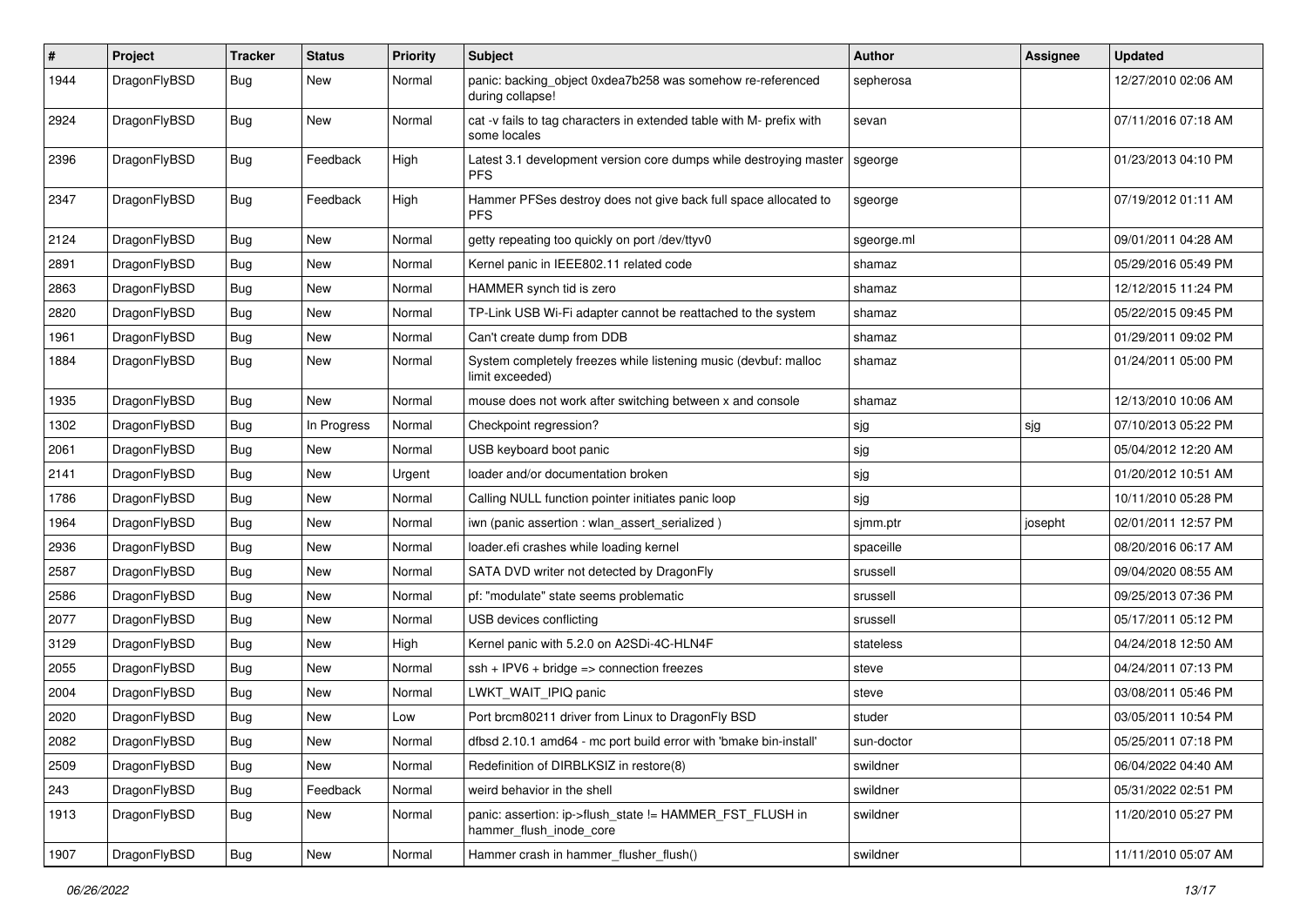| # | Project | Tracker | Status | Priority | Subject | Author | Assignee | Updated |
|---|---|---|---|---|---|---|---|---|
| 1944 | DragonFlyBSD | Bug | New | Normal | panic: backing_object 0xdea7b258 was somehow re-referenced during collapse! | sepherosa | | 12/27/2010 02:06 AM |
| 2924 | DragonFlyBSD | Bug | New | Normal | cat -v fails to tag characters in extended table with M- prefix with some locales | sevan | | 07/11/2016 07:18 AM |
| 2396 | DragonFlyBSD | Bug | Feedback | High | Latest 3.1 development version core dumps while destroying master PFS | sgeorge | | 01/23/2013 04:10 PM |
| 2347 | DragonFlyBSD | Bug | Feedback | High | Hammer PFSes destroy does not give back full space allocated to PFS | sgeorge | | 07/19/2012 01:11 AM |
| 2124 | DragonFlyBSD | Bug | New | Normal | getty repeating too quickly on port /dev/ttyv0 | sgeorge.ml | | 09/01/2011 04:28 AM |
| 2891 | DragonFlyBSD | Bug | New | Normal | Kernel panic in IEEE802.11 related code | shamaz | | 05/29/2016 05:49 PM |
| 2863 | DragonFlyBSD | Bug | New | Normal | HAMMER synch tid is zero | shamaz | | 12/12/2015 11:24 PM |
| 2820 | DragonFlyBSD | Bug | New | Normal | TP-Link USB Wi-Fi adapter cannot be reattached to the system | shamaz | | 05/22/2015 09:45 PM |
| 1961 | DragonFlyBSD | Bug | New | Normal | Can't create dump from DDB | shamaz | | 01/29/2011 09:02 PM |
| 1884 | DragonFlyBSD | Bug | New | Normal | System completely freezes while listening music (devbuf: malloc limit exceeded) | shamaz | | 01/24/2011 05:00 PM |
| 1935 | DragonFlyBSD | Bug | New | Normal | mouse does not work after switching between x and console | shamaz | | 12/13/2010 10:06 AM |
| 1302 | DragonFlyBSD | Bug | In Progress | Normal | Checkpoint regression? | sjg | sjg | 07/10/2013 05:22 PM |
| 2061 | DragonFlyBSD | Bug | New | Normal | USB keyboard boot panic | sjg | | 05/04/2012 12:20 AM |
| 2141 | DragonFlyBSD | Bug | New | Urgent | loader and/or documentation broken | sjg | | 01/20/2012 10:51 AM |
| 1786 | DragonFlyBSD | Bug | New | Normal | Calling NULL function pointer initiates panic loop | sjg | | 10/11/2010 05:28 PM |
| 1964 | DragonFlyBSD | Bug | New | Normal | iwn (panic assertion : wlan_assert_serialized ) | sjmm.ptr | josepht | 02/01/2011 12:57 PM |
| 2936 | DragonFlyBSD | Bug | New | Normal | loader.efi crashes while loading kernel | spaceille | | 08/20/2016 06:17 AM |
| 2587 | DragonFlyBSD | Bug | New | Normal | SATA DVD writer not detected by DragonFly | srussell | | 09/04/2020 08:55 AM |
| 2586 | DragonFlyBSD | Bug | New | Normal | pf: "modulate" state seems problematic | srussell | | 09/25/2013 07:36 PM |
| 2077 | DragonFlyBSD | Bug | New | Normal | USB devices conflicting | srussell | | 05/17/2011 05:12 PM |
| 3129 | DragonFlyBSD | Bug | New | High | Kernel panic with 5.2.0 on A2SDi-4C-HLN4F | stateless | | 04/24/2018 12:50 AM |
| 2055 | DragonFlyBSD | Bug | New | Normal | ssh + IPV6 + bridge => connection freezes | steve | | 04/24/2011 07:13 PM |
| 2004 | DragonFlyBSD | Bug | New | Normal | LWKT_WAIT_IPIQ panic | steve | | 03/08/2011 05:46 PM |
| 2020 | DragonFlyBSD | Bug | New | Low | Port brcm80211 driver from Linux to DragonFly BSD | studer | | 03/05/2011 10:54 PM |
| 2082 | DragonFlyBSD | Bug | New | Normal | dfbsd 2.10.1 amd64 - mc port build error with 'bmake bin-install' | sun-doctor | | 05/25/2011 07:18 PM |
| 2509 | DragonFlyBSD | Bug | New | Normal | Redefinition of DIRBLKSIZ in restore(8) | swildner | | 06/04/2022 04:40 AM |
| 243 | DragonFlyBSD | Bug | Feedback | Normal | weird behavior in the shell | swildner | | 05/31/2022 02:51 PM |
| 1913 | DragonFlyBSD | Bug | New | Normal | panic: assertion: ip->flush_state != HAMMER_FST_FLUSH in hammer_flush_inode_core | swildner | | 11/20/2010 05:27 PM |
| 1907 | DragonFlyBSD | Bug | New | Normal | Hammer crash in hammer_flusher_flush() | swildner | | 11/11/2010 05:07 AM |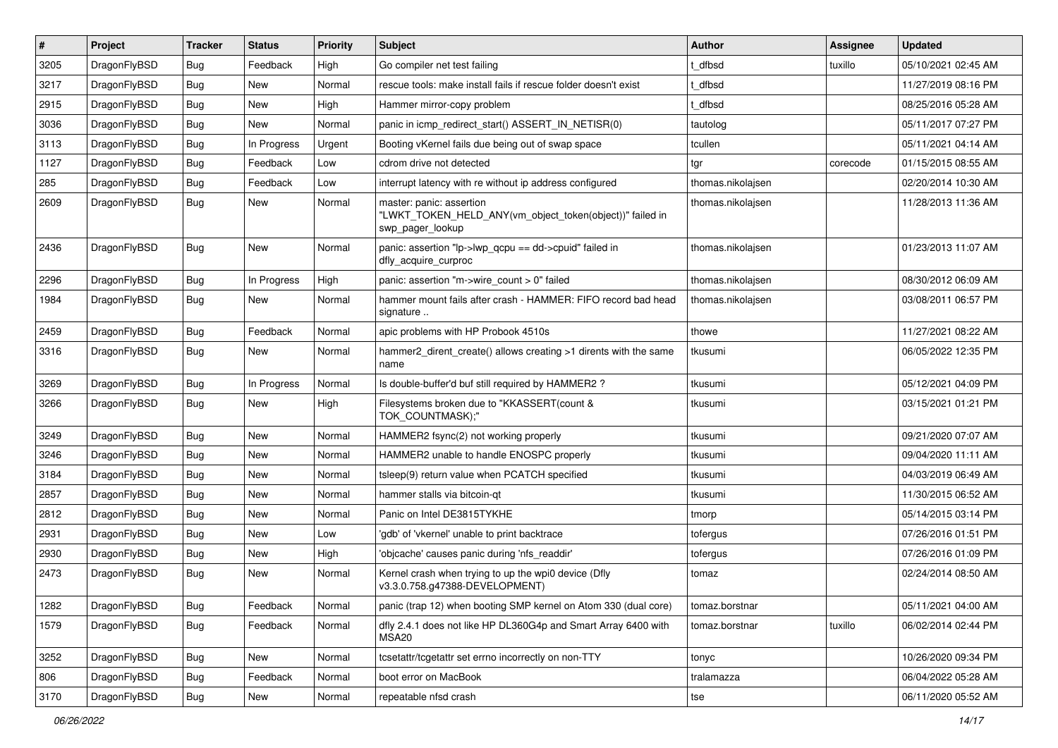| # | Project | Tracker | Status | Priority | Subject | Author | Assignee | Updated |
|---|---|---|---|---|---|---|---|---|
| 3205 | DragonFlyBSD | Bug | Feedback | High | Go compiler net test failing | t_dfbsd | tuxillo | 05/10/2021 02:45 AM |
| 3217 | DragonFlyBSD | Bug | New | Normal | rescue tools: make install fails if rescue folder doesn't exist | t_dfbsd | | 11/27/2019 08:16 PM |
| 2915 | DragonFlyBSD | Bug | New | High | Hammer mirror-copy problem | t_dfbsd | | 08/25/2016 05:28 AM |
| 3036 | DragonFlyBSD | Bug | New | Normal | panic in icmp_redirect_start() ASSERT_IN_NETISR(0) | tautolog | | 05/11/2017 07:27 PM |
| 3113 | DragonFlyBSD | Bug | In Progress | Urgent | Booting vKernel fails due being out of swap space | tcullen | | 05/11/2021 04:14 AM |
| 1127 | DragonFlyBSD | Bug | Feedback | Low | cdrom drive not detected | tgr | corecode | 01/15/2015 08:55 AM |
| 285 | DragonFlyBSD | Bug | Feedback | Low | interrupt latency with re without ip address configured | thomas.nikolajsen | | 02/20/2014 10:30 AM |
| 2609 | DragonFlyBSD | Bug | New | Normal | master: panic: assertion "LWKT_TOKEN_HELD_ANY(vm_object_token(object))" failed in swp_pager_lookup | thomas.nikolajsen | | 11/28/2013 11:36 AM |
| 2436 | DragonFlyBSD | Bug | New | Normal | panic: assertion "lp->lwp_qcpu == dd->cpuid" failed in dfly_acquire_curproc | thomas.nikolajsen | | 01/23/2013 11:07 AM |
| 2296 | DragonFlyBSD | Bug | In Progress | High | panic: assertion "m->wire_count > 0" failed | thomas.nikolajsen | | 08/30/2012 06:09 AM |
| 1984 | DragonFlyBSD | Bug | New | Normal | hammer mount fails after crash - HAMMER: FIFO record bad head signature .. | thomas.nikolajsen | | 03/08/2011 06:57 PM |
| 2459 | DragonFlyBSD | Bug | Feedback | Normal | apic problems with HP Probook 4510s | thowe | | 11/27/2021 08:22 AM |
| 3316 | DragonFlyBSD | Bug | New | Normal | hammer2_dirent_create() allows creating >1 dirents with the same name | tkusumi | | 06/05/2022 12:35 PM |
| 3269 | DragonFlyBSD | Bug | In Progress | Normal | Is double-buffer'd buf still required by HAMMER2 ? | tkusumi | | 05/12/2021 04:09 PM |
| 3266 | DragonFlyBSD | Bug | New | High | Filesystems broken due to "KKASSERT(count & TOK_COUNTMASK);" | tkusumi | | 03/15/2021 01:21 PM |
| 3249 | DragonFlyBSD | Bug | New | Normal | HAMMER2 fsync(2) not working properly | tkusumi | | 09/21/2020 07:07 AM |
| 3246 | DragonFlyBSD | Bug | New | Normal | HAMMER2 unable to handle ENOSPC properly | tkusumi | | 09/04/2020 11:11 AM |
| 3184 | DragonFlyBSD | Bug | New | Normal | tsleep(9) return value when PCATCH specified | tkusumi | | 04/03/2019 06:49 AM |
| 2857 | DragonFlyBSD | Bug | New | Normal | hammer stalls via bitcoin-qt | tkusumi | | 11/30/2015 06:52 AM |
| 2812 | DragonFlyBSD | Bug | New | Normal | Panic on Intel DE3815TYKHE | tmorp | | 05/14/2015 03:14 PM |
| 2931 | DragonFlyBSD | Bug | New | Low | 'gdb' of 'vkernel' unable to print backtrace | tofergus | | 07/26/2016 01:51 PM |
| 2930 | DragonFlyBSD | Bug | New | High | 'objcache' causes panic during 'nfs_readdir' | tofergus | | 07/26/2016 01:09 PM |
| 2473 | DragonFlyBSD | Bug | New | Normal | Kernel crash when trying to up the wpi0 device (Dfly v3.3.0.758.g47388-DEVELOPMENT) | tomaz | | 02/24/2014 08:50 AM |
| 1282 | DragonFlyBSD | Bug | Feedback | Normal | panic (trap 12) when booting SMP kernel on Atom 330 (dual core) | tomaz.borstnar | | 05/11/2021 04:00 AM |
| 1579 | DragonFlyBSD | Bug | Feedback | Normal | dfly 2.4.1 does not like HP DL360G4p and Smart Array 6400 with MSA20 | tomaz.borstnar | tuxillo | 06/02/2014 02:44 PM |
| 3252 | DragonFlyBSD | Bug | New | Normal | tcsetattr/tcgetattr set errno incorrectly on non-TTY | tonyc | | 10/26/2020 09:34 PM |
| 806 | DragonFlyBSD | Bug | Feedback | Normal | boot error on MacBook | tralamazza | | 06/04/2022 05:28 AM |
| 3170 | DragonFlyBSD | Bug | New | Normal | repeatable nfsd crash | tse | | 06/11/2020 05:52 AM |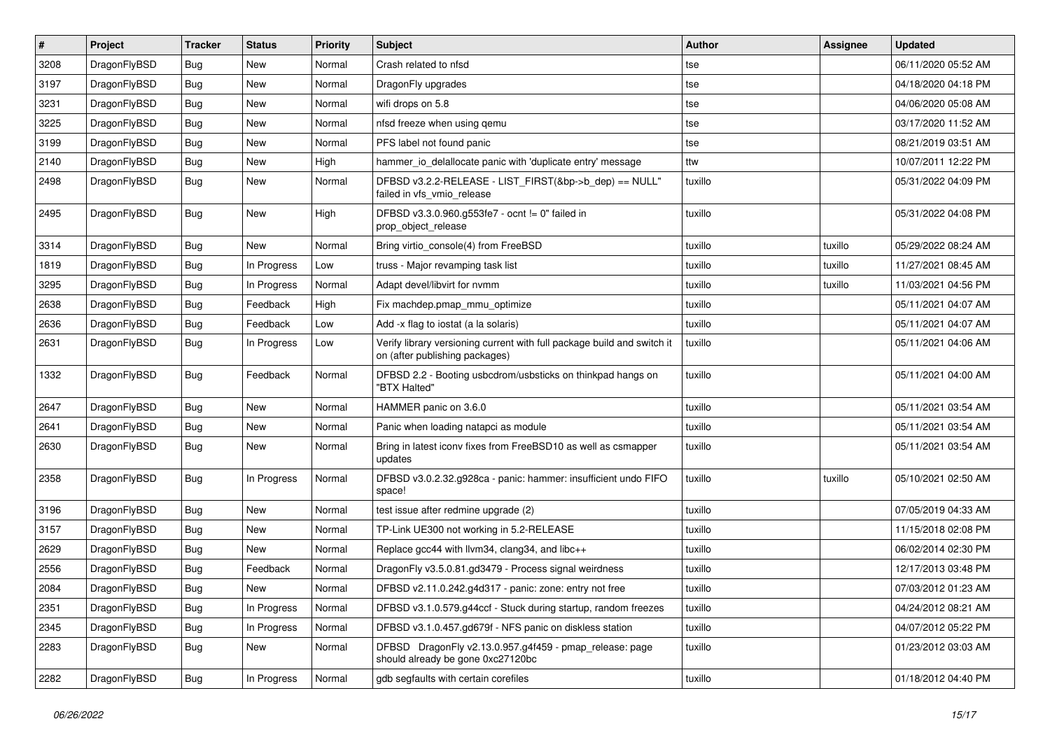| # | Project | Tracker | Status | Priority | Subject | Author | Assignee | Updated |
|---|---|---|---|---|---|---|---|---|
| 3208 | DragonFlyBSD | Bug | New | Normal | Crash related to nfsd | tse | | 06/11/2020 05:52 AM |
| 3197 | DragonFlyBSD | Bug | New | Normal | DragonFly upgrades | tse | | 04/18/2020 04:18 PM |
| 3231 | DragonFlyBSD | Bug | New | Normal | wifi drops on 5.8 | tse | | 04/06/2020 05:08 AM |
| 3225 | DragonFlyBSD | Bug | New | Normal | nfsd freeze when using qemu | tse | | 03/17/2020 11:52 AM |
| 3199 | DragonFlyBSD | Bug | New | Normal | PFS label not found panic | tse | | 08/21/2019 03:51 AM |
| 2140 | DragonFlyBSD | Bug | New | High | hammer_io_delallocate panic with 'duplicate entry' message | ttw | | 10/07/2011 12:22 PM |
| 2498 | DragonFlyBSD | Bug | New | Normal | DFBSD v3.2.2-RELEASE - LIST_FIRST(&bp->b_dep) == NULL" failed in vfs_vmio_release | tuxillo | | 05/31/2022 04:09 PM |
| 2495 | DragonFlyBSD | Bug | New | High | DFBSD v3.3.0.960.g553fe7 - ocnt != 0" failed in prop_object_release | tuxillo | | 05/31/2022 04:08 PM |
| 3314 | DragonFlyBSD | Bug | New | Normal | Bring virtio_console(4) from FreeBSD | tuxillo | tuxillo | 05/29/2022 08:24 AM |
| 1819 | DragonFlyBSD | Bug | In Progress | Low | truss - Major revamping task list | tuxillo | tuxillo | 11/27/2021 08:45 AM |
| 3295 | DragonFlyBSD | Bug | In Progress | Normal | Adapt devel/libvirt for nvmm | tuxillo | tuxillo | 11/03/2021 04:56 PM |
| 2638 | DragonFlyBSD | Bug | Feedback | High | Fix machdep.pmap_mmu_optimize | tuxillo | | 05/11/2021 04:07 AM |
| 2636 | DragonFlyBSD | Bug | Feedback | Low | Add -x flag to iostat (a la solaris) | tuxillo | | 05/11/2021 04:07 AM |
| 2631 | DragonFlyBSD | Bug | In Progress | Low | Verify library versioning current with full package build and switch it on (after publishing packages) | tuxillo | | 05/11/2021 04:06 AM |
| 1332 | DragonFlyBSD | Bug | Feedback | Normal | DFBSD 2.2 - Booting usbcdrom/usbsticks on thinkpad hangs on "BTX Halted" | tuxillo | | 05/11/2021 04:00 AM |
| 2647 | DragonFlyBSD | Bug | New | Normal | HAMMER panic on 3.6.0 | tuxillo | | 05/11/2021 03:54 AM |
| 2641 | DragonFlyBSD | Bug | New | Normal | Panic when loading natapci as module | tuxillo | | 05/11/2021 03:54 AM |
| 2630 | DragonFlyBSD | Bug | New | Normal | Bring in latest iconv fixes from FreeBSD10 as well as csmapper updates | tuxillo | | 05/11/2021 03:54 AM |
| 2358 | DragonFlyBSD | Bug | In Progress | Normal | DFBSD v3.0.2.32.g928ca - panic: hammer: insufficient undo FIFO space! | tuxillo | tuxillo | 05/10/2021 02:50 AM |
| 3196 | DragonFlyBSD | Bug | New | Normal | test issue after redmine upgrade (2) | tuxillo | | 07/05/2019 04:33 AM |
| 3157 | DragonFlyBSD | Bug | New | Normal | TP-Link UE300 not working in 5.2-RELEASE | tuxillo | | 11/15/2018 02:08 PM |
| 2629 | DragonFlyBSD | Bug | New | Normal | Replace gcc44 with llvm34, clang34, and libc++ | tuxillo | | 06/02/2014 02:30 PM |
| 2556 | DragonFlyBSD | Bug | Feedback | Normal | DragonFly v3.5.0.81.gd3479 - Process signal weirdness | tuxillo | | 12/17/2013 03:48 PM |
| 2084 | DragonFlyBSD | Bug | New | Normal | DFBSD v2.11.0.242.g4d317 - panic: zone: entry not free | tuxillo | | 07/03/2012 01:23 AM |
| 2351 | DragonFlyBSD | Bug | In Progress | Normal | DFBSD v3.1.0.579.g44ccf - Stuck during startup, random freezes | tuxillo | | 04/24/2012 08:21 AM |
| 2345 | DragonFlyBSD | Bug | In Progress | Normal | DFBSD v3.1.0.457.gd679f - NFS panic on diskless station | tuxillo | | 04/07/2012 05:22 PM |
| 2283 | DragonFlyBSD | Bug | New | Normal | DFBSD DragonFly v2.13.0.957.g4f459 - pmap_release: page should already be gone 0xc27120bc | tuxillo | | 01/23/2012 03:03 AM |
| 2282 | DragonFlyBSD | Bug | In Progress | Normal | gdb segfaults with certain corefiles | tuxillo | | 01/18/2012 04:40 PM |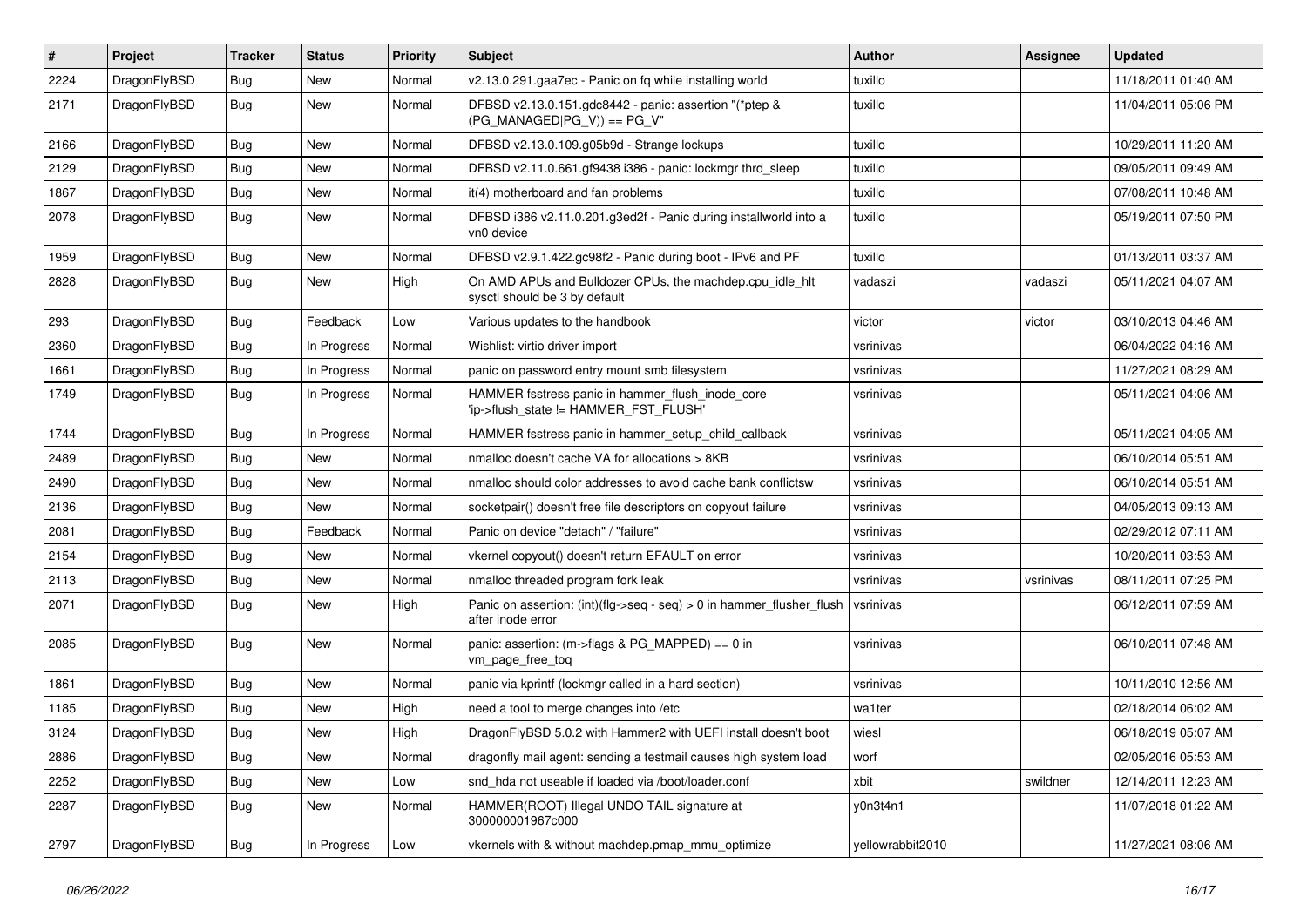| # | Project | Tracker | Status | Priority | Subject | Author | Assignee | Updated |
|---|---|---|---|---|---|---|---|---|
| 2224 | DragonFlyBSD | Bug | New | Normal | v2.13.0.291.gaa7ec - Panic on fq while installing world | tuxillo | | 11/18/2011 01:40 AM |
| 2171 | DragonFlyBSD | Bug | New | Normal | DFBSD v2.13.0.151.gdc8442 - panic: assertion "(*ptep & (PG_MANAGED\|PG_V)) == PG_V" | tuxillo | | 11/04/2011 05:06 PM |
| 2166 | DragonFlyBSD | Bug | New | Normal | DFBSD v2.13.0.109.g05b9d - Strange lockups | tuxillo | | 10/29/2011 11:20 AM |
| 2129 | DragonFlyBSD | Bug | New | Normal | DFBSD v2.11.0.661.gf9438 i386 - panic: lockmgr thrd_sleep | tuxillo | | 09/05/2011 09:49 AM |
| 1867 | DragonFlyBSD | Bug | New | Normal | it(4) motherboard and fan problems | tuxillo | | 07/08/2011 10:48 AM |
| 2078 | DragonFlyBSD | Bug | New | Normal | DFBSD i386 v2.11.0.201.g3ed2f - Panic during installworld into a vn0 device | tuxillo | | 05/19/2011 07:50 PM |
| 1959 | DragonFlyBSD | Bug | New | Normal | DFBSD v2.9.1.422.gc98f2 - Panic during boot - IPv6 and PF | tuxillo | | 01/13/2011 03:37 AM |
| 2828 | DragonFlyBSD | Bug | New | High | On AMD APUs and Bulldozer CPUs, the machdep.cpu_idle_hlt sysctl should be 3 by default | vadaszi | vadaszi | 05/11/2021 04:07 AM |
| 293 | DragonFlyBSD | Bug | Feedback | Low | Various updates to the handbook | victor | victor | 03/10/2013 04:46 AM |
| 2360 | DragonFlyBSD | Bug | In Progress | Normal | Wishlist: virtio driver import | vsrinivas | | 06/04/2022 04:16 AM |
| 1661 | DragonFlyBSD | Bug | In Progress | Normal | panic on password entry mount smb filesystem | vsrinivas | | 11/27/2021 08:29 AM |
| 1749 | DragonFlyBSD | Bug | In Progress | Normal | HAMMER fsstress panic in hammer_flush_inode_core 'ip->flush_state != HAMMER_FST_FLUSH' | vsrinivas | | 05/11/2021 04:06 AM |
| 1744 | DragonFlyBSD | Bug | In Progress | Normal | HAMMER fsstress panic in hammer_setup_child_callback | vsrinivas | | 05/11/2021 04:05 AM |
| 2489 | DragonFlyBSD | Bug | New | Normal | nmalloc doesn't cache VA for allocations > 8KB | vsrinivas | | 06/10/2014 05:51 AM |
| 2490 | DragonFlyBSD | Bug | New | Normal | nmalloc should color addresses to avoid cache bank conflictsw | vsrinivas | | 06/10/2014 05:51 AM |
| 2136 | DragonFlyBSD | Bug | New | Normal | socketpair() doesn't free file descriptors on copyout failure | vsrinivas | | 04/05/2013 09:13 AM |
| 2081 | DragonFlyBSD | Bug | Feedback | Normal | Panic on device "detach" / "failure" | vsrinivas | | 02/29/2012 07:11 AM |
| 2154 | DragonFlyBSD | Bug | New | Normal | vkernel copyout() doesn't return EFAULT on error | vsrinivas | | 10/20/2011 03:53 AM |
| 2113 | DragonFlyBSD | Bug | New | Normal | nmalloc threaded program fork leak | vsrinivas | vsrinivas | 08/11/2011 07:25 PM |
| 2071 | DragonFlyBSD | Bug | New | High | Panic on assertion: (int)(flg->seq - seq) > 0 in hammer_flusher_flush after inode error | vsrinivas | | 06/12/2011 07:59 AM |
| 2085 | DragonFlyBSD | Bug | New | Normal | panic: assertion: (m->flags & PG_MAPPED) == 0 in vm_page_free_toq | vsrinivas | | 06/10/2011 07:48 AM |
| 1861 | DragonFlyBSD | Bug | New | Normal | panic via kprintf (lockmgr called in a hard section) | vsrinivas | | 10/11/2010 12:56 AM |
| 1185 | DragonFlyBSD | Bug | New | High | need a tool to merge changes into /etc | wa1ter | | 02/18/2014 06:02 AM |
| 3124 | DragonFlyBSD | Bug | New | High | DragonFlyBSD 5.0.2 with Hammer2 with UEFI install doesn't boot | wiesl | | 06/18/2019 05:07 AM |
| 2886 | DragonFlyBSD | Bug | New | Normal | dragonfly mail agent: sending a testmail causes high system load | worf | | 02/05/2016 05:53 AM |
| 2252 | DragonFlyBSD | Bug | New | Low | snd_hda not useable if loaded via /boot/loader.conf | xbit | swildner | 12/14/2011 12:23 AM |
| 2287 | DragonFlyBSD | Bug | New | Normal | HAMMER(ROOT) Illegal UNDO TAIL signature at 300000001967c000 | y0n3t4n1 | | 11/07/2018 01:22 AM |
| 2797 | DragonFlyBSD | Bug | In Progress | Low | vkernels with & without machdep.pmap_mmu_optimize | yellowrabbit2010 | | 11/27/2021 08:06 AM |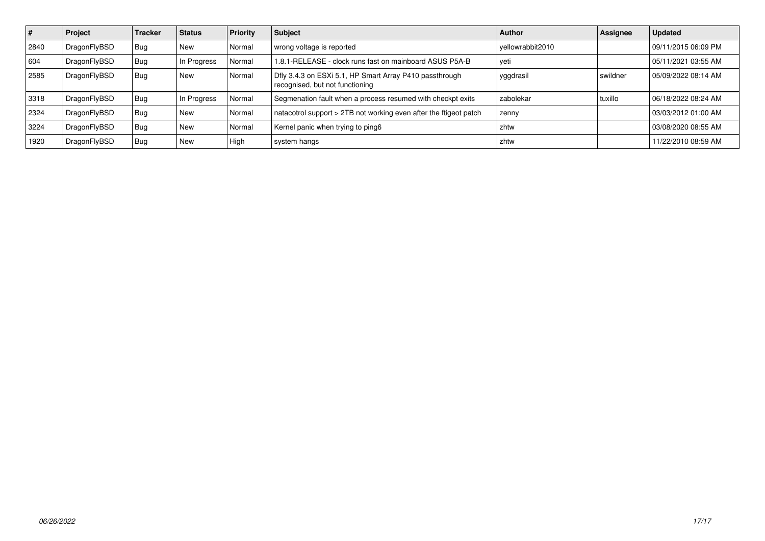| # | Project | Tracker | Status | Priority | Subject | Author | Assignee | Updated |
|---|---|---|---|---|---|---|---|---|
| 2840 | DragonFlyBSD | Bug | New | Normal | wrong voltage is reported | yellowrabbit2010 | | 09/11/2015 06:09 PM |
| 604 | DragonFlyBSD | Bug | In Progress | Normal | 1.8.1-RELEASE - clock runs fast on mainboard ASUS P5A-B | yeti | | 05/11/2021 03:55 AM |
| 2585 | DragonFlyBSD | Bug | New | Normal | Dfly 3.4.3 on ESXi 5.1, HP Smart Array P410 passthrough recognised, but not functioning | yggdrasil | swildner | 05/09/2022 08:14 AM |
| 3318 | DragonFlyBSD | Bug | In Progress | Normal | Segmenation fault when a process resumed with checkpt exits | zabolekar | tuxillo | 06/18/2022 08:24 AM |
| 2324 | DragonFlyBSD | Bug | New | Normal | natacotrol support > 2TB not working even after the ftigeot patch | zenny | | 03/03/2012 01:00 AM |
| 3224 | DragonFlyBSD | Bug | New | Normal | Kernel panic when trying to ping6 | zhtw | | 03/08/2020 08:55 AM |
| 1920 | DragonFlyBSD | Bug | New | High | system hangs | zhtw | | 11/22/2010 08:59 AM |

*06/26/2022*